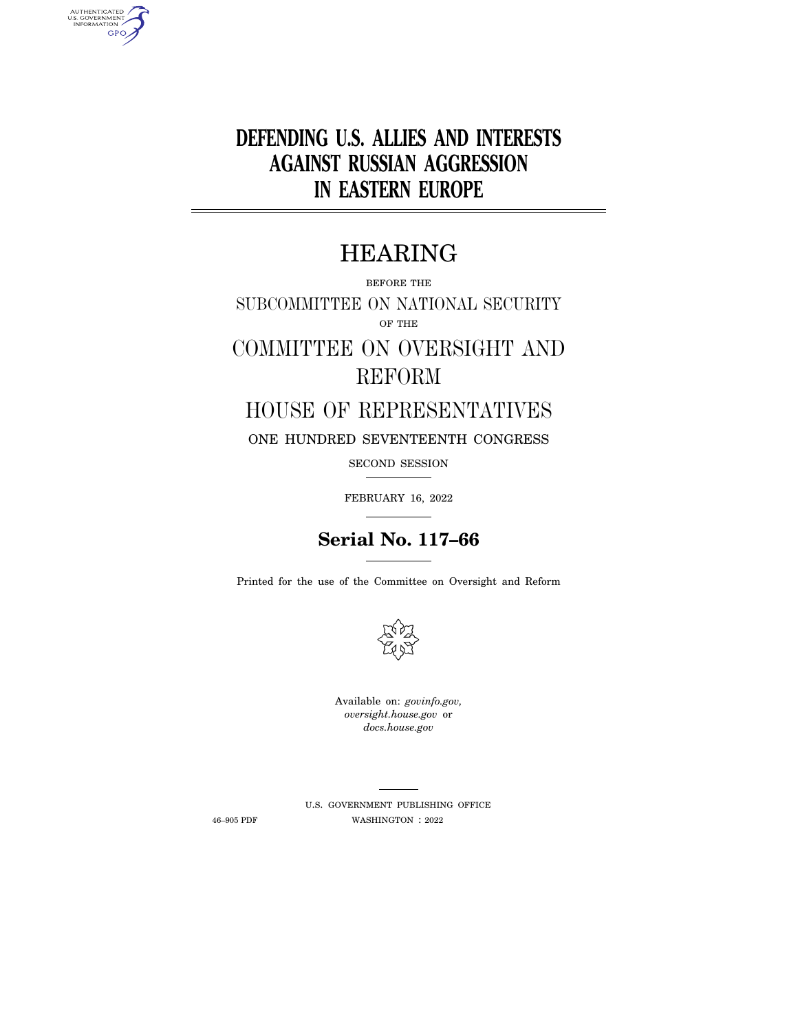# DEFENDING U.S. ALLIES AND INTERESTS AGAINST RUSSIAN AGGRESSION IN EASTERN EUROPE

## HEARING

BEFORE THE

SUBCOMMITTEE ON NATIONAL SECURITY

OF THE

COMMITTEE ON OVERSIGHT AND REFORM

HOUSE OF REPRESENTATIVES

ONE HUNDRED SEVENTEENTH CONGRESS

SECOND SESSION

FEBRUARY 16, 2022

**Serial No. 117–66**

Printed for the use of the Committee on Oversight and Reform

Available on: *govinfo.gov,*
*oversight.house.gov* or
*docs.house.gov*

U.S. GOVERNMENT PUBLISHING OFFICE

46–905 PDF WASHINGTON : 2022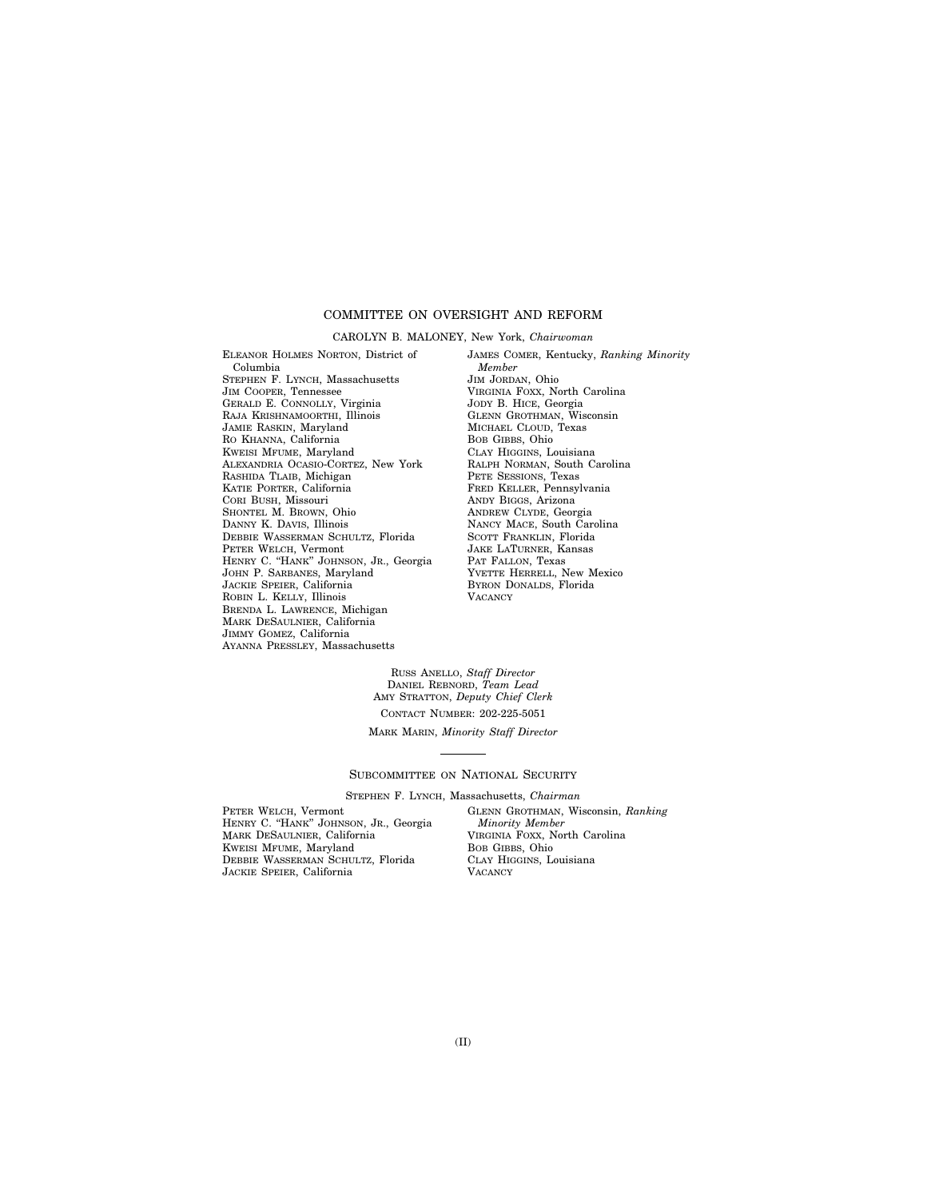## COMMITTEE ON OVERSIGHT AND REFORM

CAROLYN B. MALONEY, New York, *Chairwoman*

ELEANOR HOLMES NORTON, District of Columbia
STEPHEN F. LYNCH, Massachusetts
JIM COOPER, Tennessee
GERALD E. CONNOLLY, Virginia
RAJA KRISHNAMOORTHI, Illinois
JAMIE RASKIN, Maryland
RO KHANNA, California
KWEISI MFUME, Maryland
ALEXANDRIA OCASIO-CORTEZ, New York
RASHIDA TLAIB, Michigan
KATIE PORTER, California
CORI BUSH, Missouri
SHONTEL M. BROWN, Ohio
DANNY K. DAVIS, Illinois
DEBBIE WASSERMAN SCHULTZ, Florida
PETER WELCH, Vermont
HENRY C. "HANK" JOHNSON, JR., Georgia
JOHN P. SARBANES, Maryland
JACKIE SPEIER, California
ROBIN L. KELLY, Illinois
BRENDA L. LAWRENCE, Michigan
MARK DESAULNIER, California
JIMMY GOMEZ, California
AYANNA PRESSLEY, Massachusetts

JAMES COMER, Kentucky, *Ranking Minority Member*
JIM JORDAN, Ohio
VIRGINIA FOXX, North Carolina
JODY B. HICE, Georgia
GLENN GROTHMAN, Wisconsin
MICHAEL CLOUD, Texas
BOB GIBBS, Ohio
CLAY HIGGINS, Louisiana
RALPH NORMAN, South Carolina
PETE SESSIONS, Texas
FRED KELLER, Pennsylvania
ANDY BIGGS, Arizona
ANDREW CLYDE, Georgia
NANCY MACE, South Carolina
SCOTT FRANKLIN, Florida
JAKE LATURNER, Kansas
PAT FALLON, Texas
YVETTE HERRELL, New Mexico
BYRON DONALDS, Florida
VACANCY

RUSS ANELLO, *Staff Director*
DANIEL REBNORD, *Team Lead*
AMY STRATTON, *Deputy Chief Clerk*
CONTACT NUMBER: 202-225-5051

MARK MARIN, *Minority Staff Director*

---

### SUBCOMMITTEE ON NATIONAL SECURITY

STEPHEN F. LYNCH, Massachusetts, *Chairman*

PETER WELCH, Vermont
HENRY C. "HANK" JOHNSON, JR., Georgia
MARK DESAULNIER, California
KWEISI MFUME, Maryland
DEBBIE WASSERMAN SCHULTZ, Florida
JACKIE SPEIER, California

GLENN GROTHMAN, Wisconsin, *Ranking Minority Member*
VIRGINIA FOXX, North Carolina
BOB GIBBS, Ohio
CLAY HIGGINS, Louisiana
VACANCY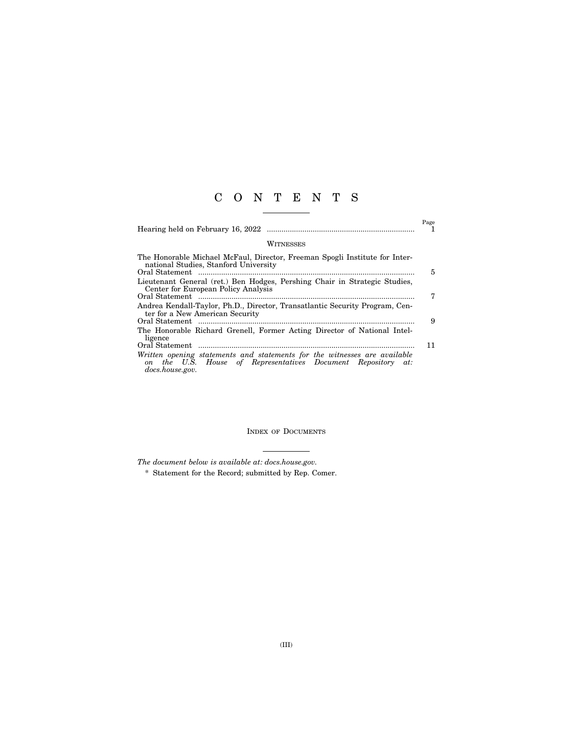# C O N T E N T S

| | Page |
|---|---|
| Hearing held on February 16, 2022 | 1 |

## WITNESSES

| | |
|---|---|
| The Honorable Michael McFaul, Director, Freeman Spogli Institute for International Studies, Stanford University | |
| Oral Statement | 5 |
| Lieutenant General (ret.) Ben Hodges, Pershing Chair in Strategic Studies, Center for European Policy Analysis | |
| Oral Statement | 7 |
| Andrea Kendall-Taylor, Ph.D., Director, Transatlantic Security Program, Center for a New American Security | |
| Oral Statement | 9 |
| The Honorable Richard Grenell, Former Acting Director of National Intelligence | |
| Oral Statement | 11 |

*Written opening statements and statements for the witnesses are available on the U.S. House of Representatives Document Repository at: docs.house.gov.*

## INDEX OF DOCUMENTS

*The document below is available at: docs.house.gov.*

* Statement for the Record; submitted by Rep. Comer.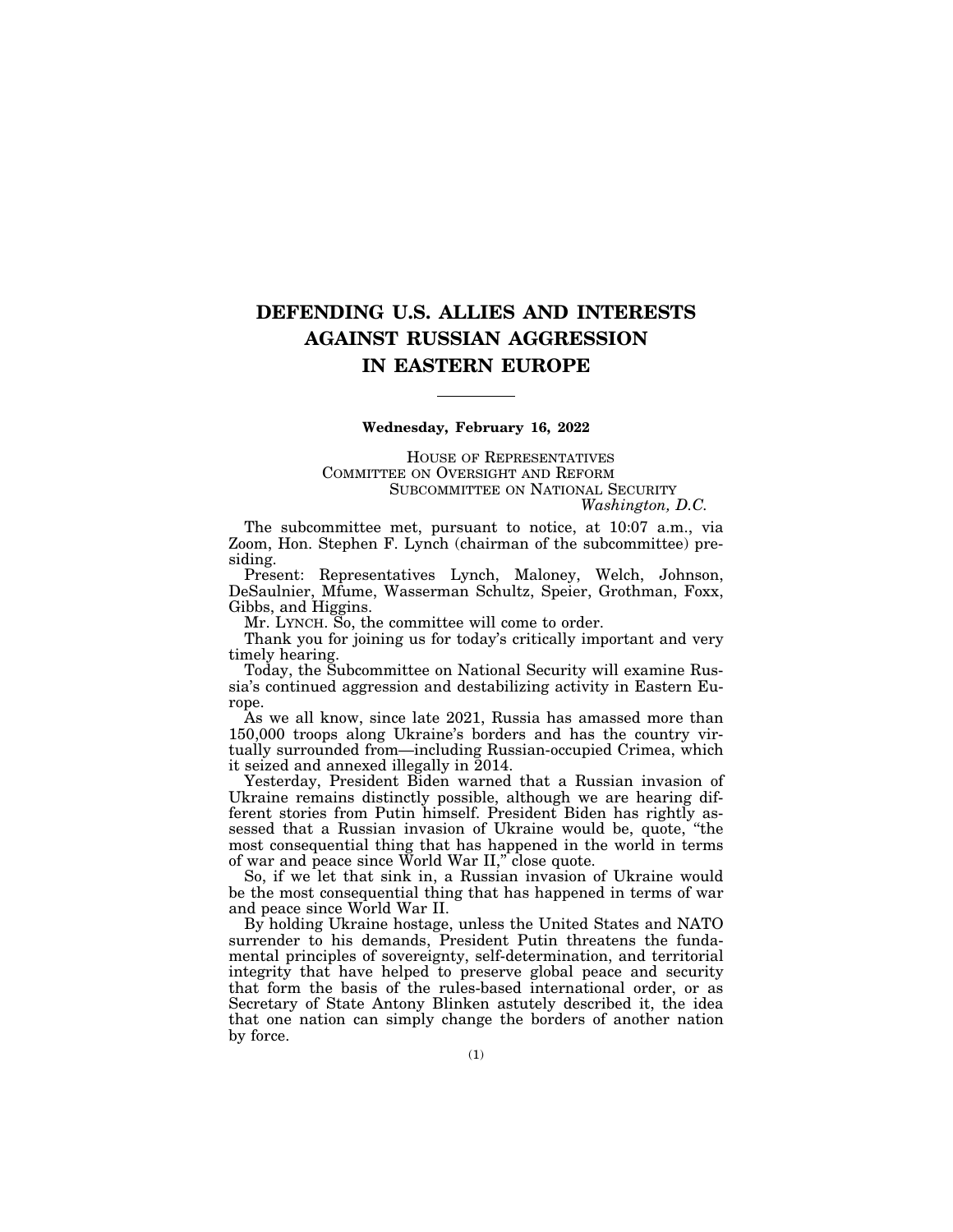# DEFENDING U.S. ALLIES AND INTERESTS AGAINST RUSSIAN AGGRESSION IN EASTERN EUROPE

---

**Wednesday, February 16, 2022**

HOUSE OF REPRESENTATIVES
COMMITTEE ON OVERSIGHT AND REFORM
SUBCOMMITTEE ON NATIONAL SECURITY
*Washington, D.C.*

The subcommittee met, pursuant to notice, at 10:07 a.m., via Zoom, Hon. Stephen F. Lynch (chairman of the subcommittee) presiding.

Present: Representatives Lynch, Maloney, Welch, Johnson, DeSaulnier, Mfume, Wasserman Schultz, Speier, Grothman, Foxx, Gibbs, and Higgins.

Mr. LYNCH. So, the committee will come to order.

Thank you for joining us for today's critically important and very timely hearing.

Today, the Subcommittee on National Security will examine Russia's continued aggression and destabilizing activity in Eastern Europe.

As we all know, since late 2021, Russia has amassed more than 150,000 troops along Ukraine's borders and has the country virtually surrounded from—including Russian-occupied Crimea, which it seized and annexed illegally in 2014.

Yesterday, President Biden warned that a Russian invasion of Ukraine remains distinctly possible, although we are hearing different stories from Putin himself. President Biden has rightly assessed that a Russian invasion of Ukraine would be, quote, "the most consequential thing that has happened in the world in terms of war and peace since World War II," close quote.

So, if we let that sink in, a Russian invasion of Ukraine would be the most consequential thing that has happened in terms of war and peace since World War II.

By holding Ukraine hostage, unless the United States and NATO surrender to his demands, President Putin threatens the fundamental principles of sovereignty, self-determination, and territorial integrity that have helped to preserve global peace and security that form the basis of the rules-based international order, or as Secretary of State Antony Blinken astutely described it, the idea that one nation can simply change the borders of another nation by force.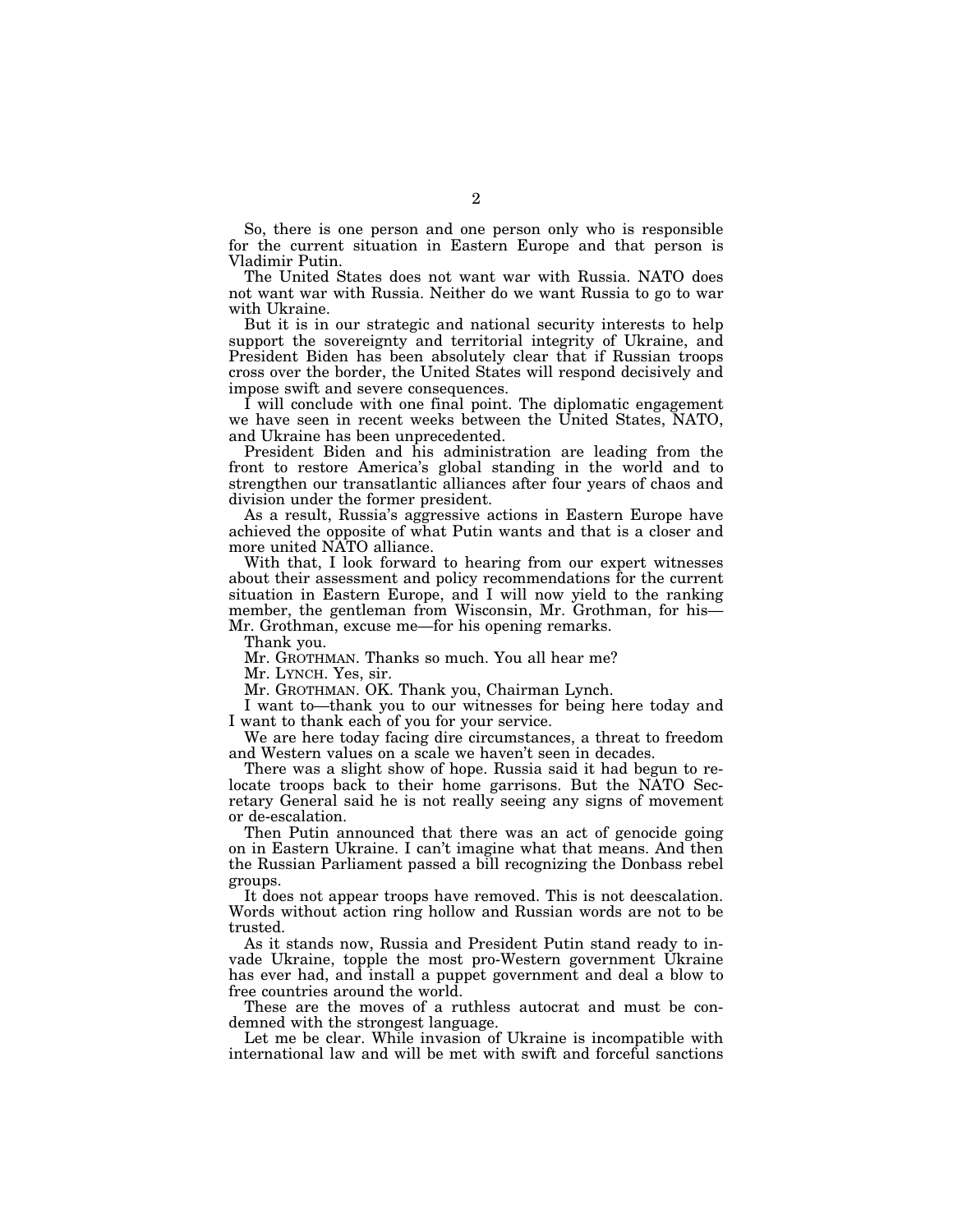So, there is one person and one person only who is responsible for the current situation in Eastern Europe and that person is Vladimir Putin.

The United States does not want war with Russia. NATO does not want war with Russia. Neither do we want Russia to go to war with Ukraine.

But it is in our strategic and national security interests to help support the sovereignty and territorial integrity of Ukraine, and President Biden has been absolutely clear that if Russian troops cross over the border, the United States will respond decisively and impose swift and severe consequences.

I will conclude with one final point. The diplomatic engagement we have seen in recent weeks between the United States, NATO, and Ukraine has been unprecedented.

President Biden and his administration are leading from the front to restore America's global standing in the world and to strengthen our transatlantic alliances after four years of chaos and division under the former president.

As a result, Russia's aggressive actions in Eastern Europe have achieved the opposite of what Putin wants and that is a closer and more united NATO alliance.

With that, I look forward to hearing from our expert witnesses about their assessment and policy recommendations for the current situation in Eastern Europe, and I will now yield to the ranking member, the gentleman from Wisconsin, Mr. Grothman, for his—Mr. Grothman, excuse me—for his opening remarks.

Thank you.

Mr. GROTHMAN. Thanks so much. You all hear me?

Mr. LYNCH. Yes, sir.

Mr. GROTHMAN. OK. Thank you, Chairman Lynch.

I want to—thank you to our witnesses for being here today and I want to thank each of you for your service.

We are here today facing dire circumstances, a threat to freedom and Western values on a scale we haven't seen in decades.

There was a slight show of hope. Russia said it had begun to relocate troops back to their home garrisons. But the NATO Secretary General said he is not really seeing any signs of movement or de-escalation.

Then Putin announced that there was an act of genocide going on in Eastern Ukraine. I can't imagine what that means. And then the Russian Parliament passed a bill recognizing the Donbass rebel groups.

It does not appear troops have removed. This is not deescalation. Words without action ring hollow and Russian words are not to be trusted.

As it stands now, Russia and President Putin stand ready to invade Ukraine, topple the most pro-Western government Ukraine has ever had, and install a puppet government and deal a blow to free countries around the world.

These are the moves of a ruthless autocrat and must be condemned with the strongest language.

Let me be clear. While invasion of Ukraine is incompatible with international law and will be met with swift and forceful sanctions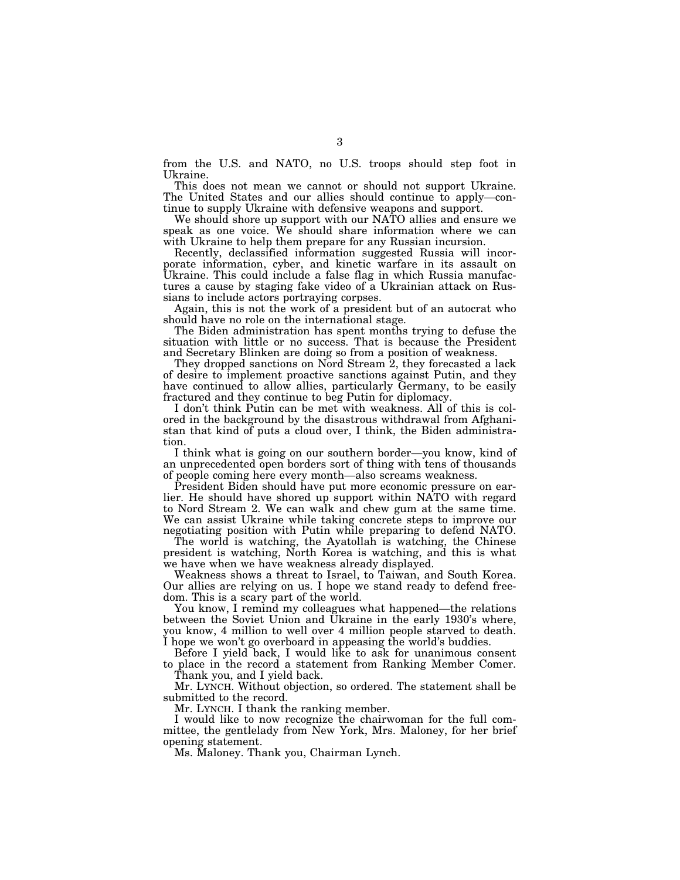from the U.S. and NATO, no U.S. troops should step foot in Ukraine.

This does not mean we cannot or should not support Ukraine. The United States and our allies should continue to apply—continue to supply Ukraine with defensive weapons and support.

We should shore up support with our NATO allies and ensure we speak as one voice. We should share information where we can with Ukraine to help them prepare for any Russian incursion.

Recently, declassified information suggested Russia will incorporate information, cyber, and kinetic warfare in its assault on Ukraine. This could include a false flag in which Russia manufactures a cause by staging fake video of a Ukrainian attack on Russians to include actors portraying corpses.

Again, this is not the work of a president but of an autocrat who should have no role on the international stage.

The Biden administration has spent months trying to defuse the situation with little or no success. That is because the President and Secretary Blinken are doing so from a position of weakness.

They dropped sanctions on Nord Stream 2, they forecasted a lack of desire to implement proactive sanctions against Putin, and they have continued to allow allies, particularly Germany, to be easily fractured and they continue to beg Putin for diplomacy.

I don't think Putin can be met with weakness. All of this is colored in the background by the disastrous withdrawal from Afghanistan that kind of puts a cloud over, I think, the Biden administration.

I think what is going on our southern border—you know, kind of an unprecedented open borders sort of thing with tens of thousands of people coming here every month—also screams weakness.

President Biden should have put more economic pressure on earlier. He should have shored up support within NATO with regard to Nord Stream 2. We can walk and chew gum at the same time. We can assist Ukraine while taking concrete steps to improve our negotiating position with Putin while preparing to defend NATO.

The world is watching, the Ayatollah is watching, the Chinese president is watching, North Korea is watching, and this is what we have when we have weakness already displayed.

Weakness shows a threat to Israel, to Taiwan, and South Korea. Our allies are relying on us. I hope we stand ready to defend freedom. This is a scary part of the world.

You know, I remind my colleagues what happened—the relations between the Soviet Union and Ukraine in the early 1930's where, you know, 4 million to well over 4 million people starved to death. I hope we won't go overboard in appeasing the world's buddies.

Before I yield back, I would like to ask for unanimous consent to place in the record a statement from Ranking Member Comer.

Thank you, and I yield back.

Mr. LYNCH. Without objection, so ordered. The statement shall be submitted to the record.

Mr. LYNCH. I thank the ranking member.

I would like to now recognize the chairwoman for the full committee, the gentlelady from New York, Mrs. Maloney, for her brief opening statement.

Ms. Maloney. Thank you, Chairman Lynch.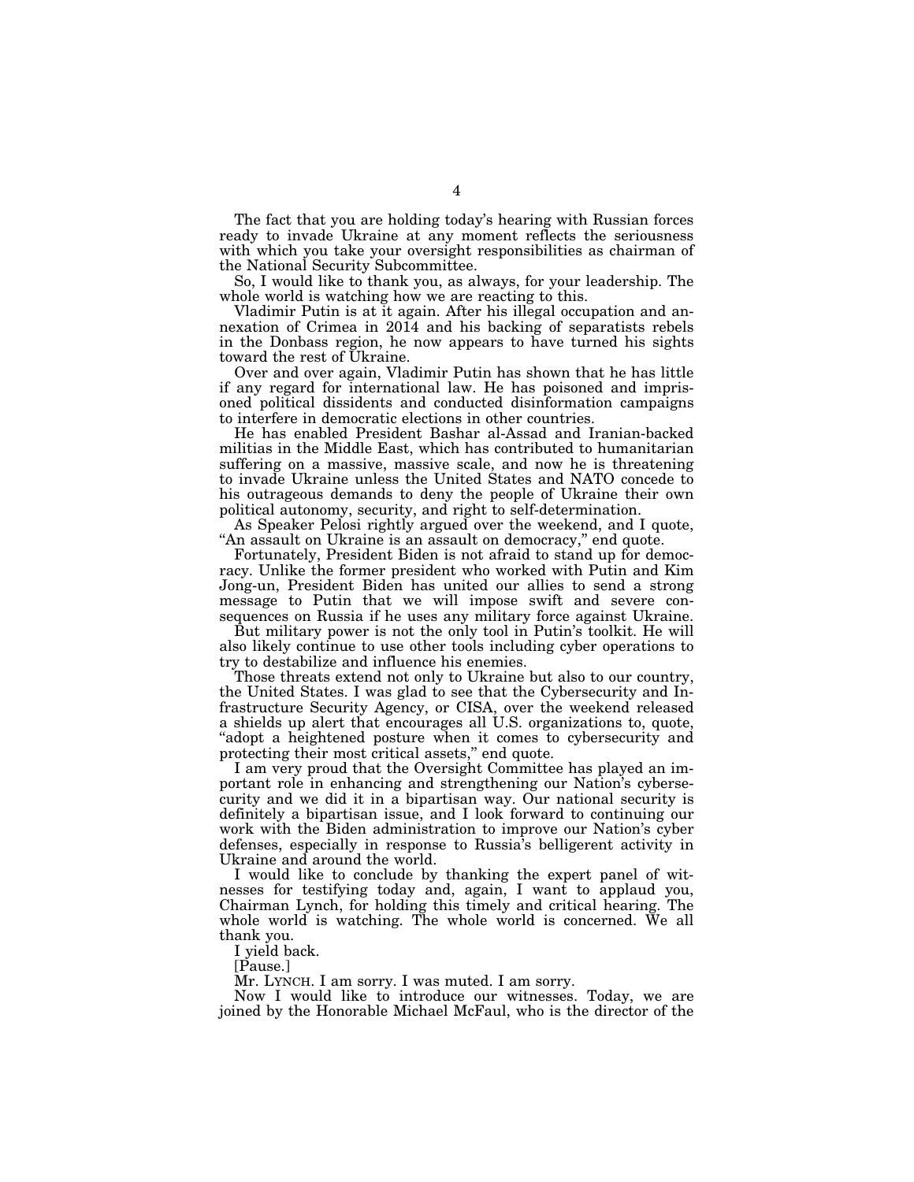The fact that you are holding today's hearing with Russian forces ready to invade Ukraine at any moment reflects the seriousness with which you take your oversight responsibilities as chairman of the National Security Subcommittee.

So, I would like to thank you, as always, for your leadership. The whole world is watching how we are reacting to this.

Vladimir Putin is at it again. After his illegal occupation and annexation of Crimea in 2014 and his backing of separatists rebels in the Donbass region, he now appears to have turned his sights toward the rest of Ukraine.

Over and over again, Vladimir Putin has shown that he has little if any regard for international law. He has poisoned and imprisoned political dissidents and conducted disinformation campaigns to interfere in democratic elections in other countries.

He has enabled President Bashar al-Assad and Iranian-backed militias in the Middle East, which has contributed to humanitarian suffering on a massive, massive scale, and now he is threatening to invade Ukraine unless the United States and NATO concede to his outrageous demands to deny the people of Ukraine their own political autonomy, security, and right to self-determination.

As Speaker Pelosi rightly argued over the weekend, and I quote, "An assault on Ukraine is an assault on democracy," end quote.

Fortunately, President Biden is not afraid to stand up for democracy. Unlike the former president who worked with Putin and Kim Jong-un, President Biden has united our allies to send a strong message to Putin that we will impose swift and severe consequences on Russia if he uses any military force against Ukraine.

But military power is not the only tool in Putin's toolkit. He will also likely continue to use other tools including cyber operations to try to destabilize and influence his enemies.

Those threats extend not only to Ukraine but also to our country, the United States. I was glad to see that the Cybersecurity and Infrastructure Security Agency, or CISA, over the weekend released a shields up alert that encourages all U.S. organizations to, quote, "adopt a heightened posture when it comes to cybersecurity and protecting their most critical assets," end quote.

I am very proud that the Oversight Committee has played an important role in enhancing and strengthening our Nation's cybersecurity and we did it in a bipartisan way. Our national security is definitely a bipartisan issue, and I look forward to continuing our work with the Biden administration to improve our Nation's cyber defenses, especially in response to Russia's belligerent activity in Ukraine and around the world.

I would like to conclude by thanking the expert panel of witnesses for testifying today and, again, I want to applaud you, Chairman Lynch, for holding this timely and critical hearing. The whole world is watching. The whole world is concerned. We all thank you.

I yield back.

[Pause.]

Mr. LYNCH. I am sorry. I was muted. I am sorry.

Now I would like to introduce our witnesses. Today, we are joined by the Honorable Michael McFaul, who is the director of the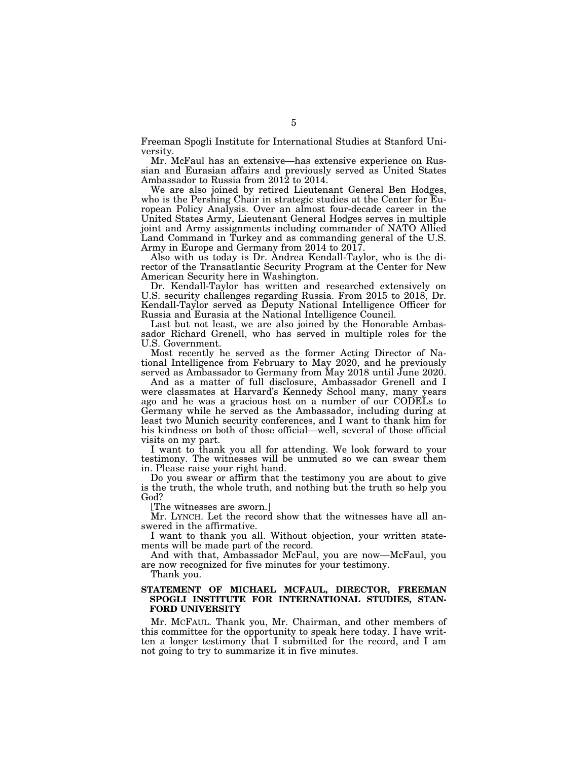Freeman Spogli Institute for International Studies at Stanford University.

Mr. McFaul has an extensive—has extensive experience on Russian and Eurasian affairs and previously served as United States Ambassador to Russia from 2012 to 2014.

We are also joined by retired Lieutenant General Ben Hodges, who is the Pershing Chair in strategic studies at the Center for European Policy Analysis. Over an almost four-decade career in the United States Army, Lieutenant General Hodges serves in multiple joint and Army assignments including commander of NATO Allied Land Command in Turkey and as commanding general of the U.S. Army in Europe and Germany from 2014 to 2017.

Also with us today is Dr. Andrea Kendall-Taylor, who is the director of the Transatlantic Security Program at the Center for New American Security here in Washington.

Dr. Kendall-Taylor has written and researched extensively on U.S. security challenges regarding Russia. From 2015 to 2018, Dr. Kendall-Taylor served as Deputy National Intelligence Officer for Russia and Eurasia at the National Intelligence Council.

Last but not least, we are also joined by the Honorable Ambassador Richard Grenell, who has served in multiple roles for the U.S. Government.

Most recently he served as the former Acting Director of National Intelligence from February to May 2020, and he previously served as Ambassador to Germany from May 2018 until June 2020.

And as a matter of full disclosure, Ambassador Grenell and I were classmates at Harvard's Kennedy School many, many years ago and he was a gracious host on a number of our CODELs to Germany while he served as the Ambassador, including during at least two Munich security conferences, and I want to thank him for his kindness on both of those official—well, several of those official visits on my part.

I want to thank you all for attending. We look forward to your testimony. The witnesses will be unmuted so we can swear them in. Please raise your right hand.

Do you swear or affirm that the testimony you are about to give is the truth, the whole truth, and nothing but the truth so help you God?

[The witnesses are sworn.]

Mr. LYNCH. Let the record show that the witnesses have all answered in the affirmative.

I want to thank you all. Without objection, your written statements will be made part of the record.

And with that, Ambassador McFaul, you are now—McFaul, you are now recognized for five minutes for your testimony.

Thank you.

## STATEMENT OF MICHAEL MCFAUL, DIRECTOR, FREEMAN SPOGLI INSTITUTE FOR INTERNATIONAL STUDIES, STANFORD UNIVERSITY

Mr. MCFAUL. Thank you, Mr. Chairman, and other members of this committee for the opportunity to speak here today. I have written a longer testimony that I submitted for the record, and I am not going to try to summarize it in five minutes.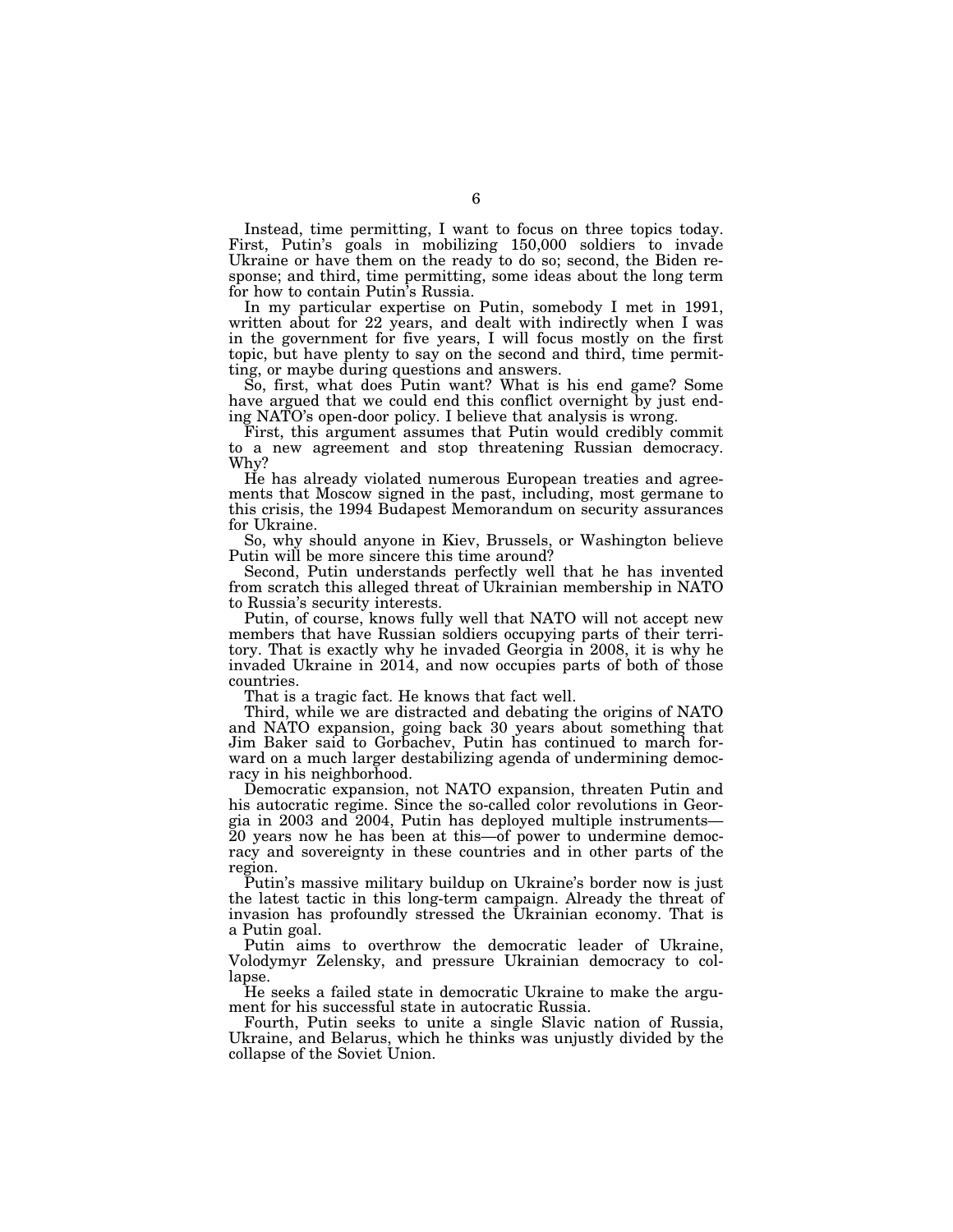Instead, time permitting, I want to focus on three topics today. First, Putin's goals in mobilizing 150,000 soldiers to invade Ukraine or have them on the ready to do so; second, the Biden response; and third, time permitting, some ideas about the long term for how to contain Putin's Russia.

In my particular expertise on Putin, somebody I met in 1991, written about for 22 years, and dealt with indirectly when I was in the government for five years, I will focus mostly on the first topic, but have plenty to say on the second and third, time permitting, or maybe during questions and answers.

So, first, what does Putin want? What is his end game? Some have argued that we could end this conflict overnight by just ending NATO's open-door policy. I believe that analysis is wrong.

First, this argument assumes that Putin would credibly commit to a new agreement and stop threatening Russian democracy. Why?

He has already violated numerous European treaties and agreements that Moscow signed in the past, including, most germane to this crisis, the 1994 Budapest Memorandum on security assurances for Ukraine.

So, why should anyone in Kiev, Brussels, or Washington believe Putin will be more sincere this time around?

Second, Putin understands perfectly well that he has invented from scratch this alleged threat of Ukrainian membership in NATO to Russia's security interests.

Putin, of course, knows fully well that NATO will not accept new members that have Russian soldiers occupying parts of their territory. That is exactly why he invaded Georgia in 2008, it is why he invaded Ukraine in 2014, and now occupies parts of both of those countries.

That is a tragic fact. He knows that fact well.

Third, while we are distracted and debating the origins of NATO and NATO expansion, going back 30 years about something that Jim Baker said to Gorbachev, Putin has continued to march forward on a much larger destabilizing agenda of undermining democracy in his neighborhood.

Democratic expansion, not NATO expansion, threaten Putin and his autocratic regime. Since the so-called color revolutions in Georgia in 2003 and 2004, Putin has deployed multiple instruments—20 years now he has been at this—of power to undermine democracy and sovereignty in these countries and in other parts of the region.

Putin's massive military buildup on Ukraine's border now is just the latest tactic in this long-term campaign. Already the threat of invasion has profoundly stressed the Ukrainian economy. That is a Putin goal.

Putin aims to overthrow the democratic leader of Ukraine, Volodymyr Zelensky, and pressure Ukrainian democracy to collapse.

He seeks a failed state in democratic Ukraine to make the argument for his successful state in autocratic Russia.

Fourth, Putin seeks to unite a single Slavic nation of Russia, Ukraine, and Belarus, which he thinks was unjustly divided by the collapse of the Soviet Union.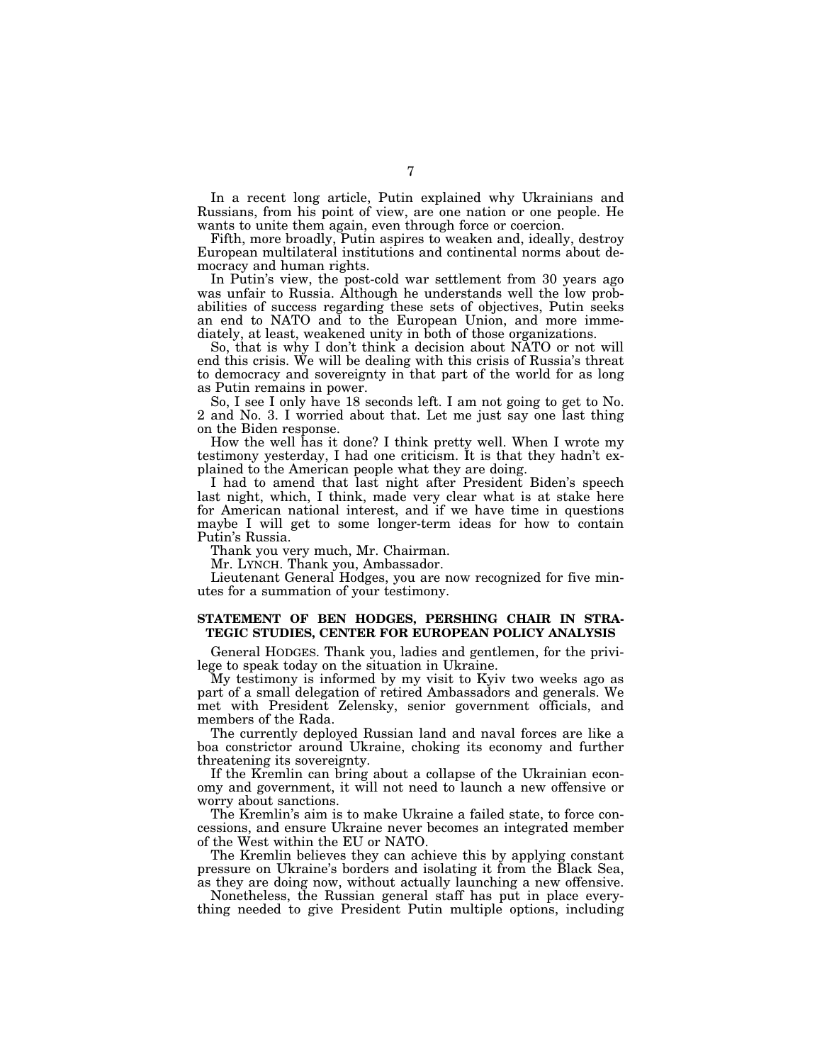In a recent long article, Putin explained why Ukrainians and Russians, from his point of view, are one nation or one people. He wants to unite them again, even through force or coercion.

Fifth, more broadly, Putin aspires to weaken and, ideally, destroy European multilateral institutions and continental norms about democracy and human rights.

In Putin's view, the post-cold war settlement from 30 years ago was unfair to Russia. Although he understands well the low probabilities of success regarding these sets of objectives, Putin seeks an end to NATO and to the European Union, and more immediately, at least, weakened unity in both of those organizations.

So, that is why I don't think a decision about NATO or not will end this crisis. We will be dealing with this crisis of Russia's threat to democracy and sovereignty in that part of the world for as long as Putin remains in power.

So, I see I only have 18 seconds left. I am not going to get to No. 2 and No. 3. I worried about that. Let me just say one last thing on the Biden response.

How the well has it done? I think pretty well. When I wrote my testimony yesterday, I had one criticism. It is that they hadn't explained to the American people what they are doing.

I had to amend that last night after President Biden's speech last night, which, I think, made very clear what is at stake here for American national interest, and if we have time in questions maybe I will get to some longer-term ideas for how to contain Putin's Russia.

Thank you very much, Mr. Chairman.

Mr. LYNCH. Thank you, Ambassador.

Lieutenant General Hodges, you are now recognized for five minutes for a summation of your testimony.

**STATEMENT OF BEN HODGES, PERSHING CHAIR IN STRATEGIC STUDIES, CENTER FOR EUROPEAN POLICY ANALYSIS**

General HODGES. Thank you, ladies and gentlemen, for the privilege to speak today on the situation in Ukraine.

My testimony is informed by my visit to Kyiv two weeks ago as part of a small delegation of retired Ambassadors and generals. We met with President Zelensky, senior government officials, and members of the Rada.

The currently deployed Russian land and naval forces are like a boa constrictor around Ukraine, choking its economy and further threatening its sovereignty.

If the Kremlin can bring about a collapse of the Ukrainian economy and government, it will not need to launch a new offensive or worry about sanctions.

The Kremlin's aim is to make Ukraine a failed state, to force concessions, and ensure Ukraine never becomes an integrated member of the West within the EU or NATO.

The Kremlin believes they can achieve this by applying constant pressure on Ukraine's borders and isolating it from the Black Sea, as they are doing now, without actually launching a new offensive.

Nonetheless, the Russian general staff has put in place everything needed to give President Putin multiple options, including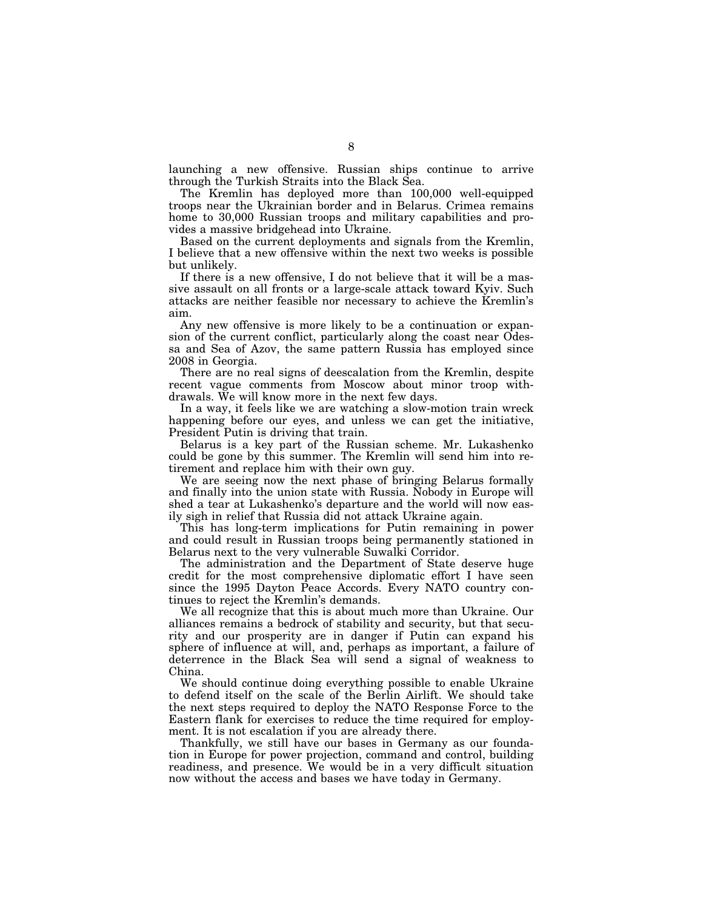launching a new offensive. Russian ships continue to arrive through the Turkish Straits into the Black Sea.

The Kremlin has deployed more than 100,000 well-equipped troops near the Ukrainian border and in Belarus. Crimea remains home to 30,000 Russian troops and military capabilities and provides a massive bridgehead into Ukraine.

Based on the current deployments and signals from the Kremlin, I believe that a new offensive within the next two weeks is possible but unlikely.

If there is a new offensive, I do not believe that it will be a massive assault on all fronts or a large-scale attack toward Kyiv. Such attacks are neither feasible nor necessary to achieve the Kremlin's aim.

Any new offensive is more likely to be a continuation or expansion of the current conflict, particularly along the coast near Odessa and Sea of Azov, the same pattern Russia has employed since 2008 in Georgia.

There are no real signs of deescalation from the Kremlin, despite recent vague comments from Moscow about minor troop withdrawals. We will know more in the next few days.

In a way, it feels like we are watching a slow-motion train wreck happening before our eyes, and unless we can get the initiative, President Putin is driving that train.

Belarus is a key part of the Russian scheme. Mr. Lukashenko could be gone by this summer. The Kremlin will send him into retirement and replace him with their own guy.

We are seeing now the next phase of bringing Belarus formally and finally into the union state with Russia. Nobody in Europe will shed a tear at Lukashenko's departure and the world will now easily sigh in relief that Russia did not attack Ukraine again.

This has long-term implications for Putin remaining in power and could result in Russian troops being permanently stationed in Belarus next to the very vulnerable Suwalki Corridor.

The administration and the Department of State deserve huge credit for the most comprehensive diplomatic effort I have seen since the 1995 Dayton Peace Accords. Every NATO country continues to reject the Kremlin's demands.

We all recognize that this is about much more than Ukraine. Our alliances remains a bedrock of stability and security, but that security and our prosperity are in danger if Putin can expand his sphere of influence at will, and, perhaps as important, a failure of deterrence in the Black Sea will send a signal of weakness to China.

We should continue doing everything possible to enable Ukraine to defend itself on the scale of the Berlin Airlift. We should take the next steps required to deploy the NATO Response Force to the Eastern flank for exercises to reduce the time required for employment. It is not escalation if you are already there.

Thankfully, we still have our bases in Germany as our foundation in Europe for power projection, command and control, building readiness, and presence. We would be in a very difficult situation now without the access and bases we have today in Germany.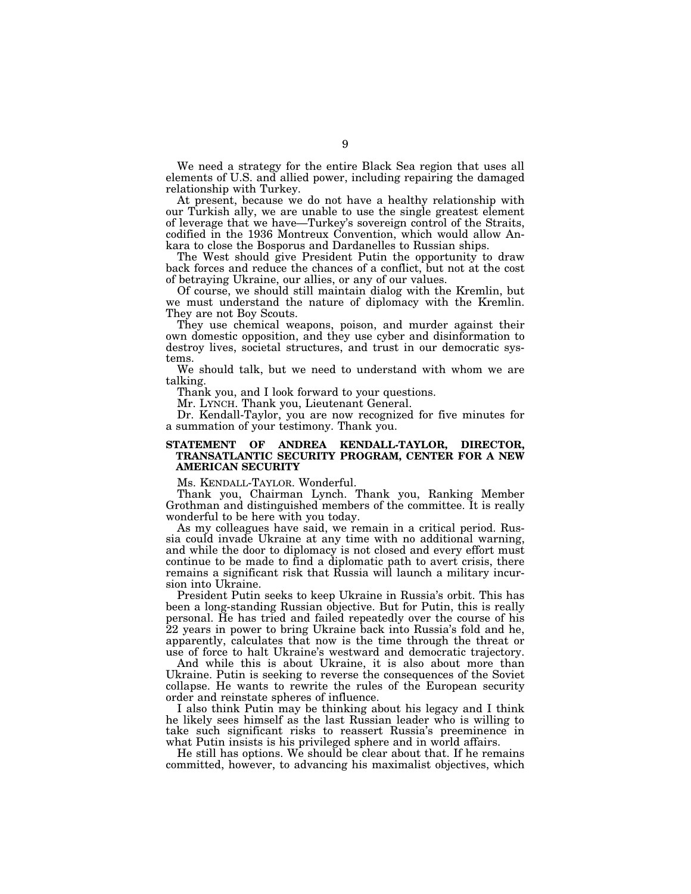We need a strategy for the entire Black Sea region that uses all elements of U.S. and allied power, including repairing the damaged relationship with Turkey.

At present, because we do not have a healthy relationship with our Turkish ally, we are unable to use the single greatest element of leverage that we have—Turkey's sovereign control of the Straits, codified in the 1936 Montreux Convention, which would allow Ankara to close the Bosporus and Dardanelles to Russian ships.

The West should give President Putin the opportunity to draw back forces and reduce the chances of a conflict, but not at the cost of betraying Ukraine, our allies, or any of our values.

Of course, we should still maintain dialog with the Kremlin, but we must understand the nature of diplomacy with the Kremlin. They are not Boy Scouts.

They use chemical weapons, poison, and murder against their own domestic opposition, and they use cyber and disinformation to destroy lives, societal structures, and trust in our democratic systems.

We should talk, but we need to understand with whom we are talking.

Thank you, and I look forward to your questions.

Mr. LYNCH. Thank you, Lieutenant General.

Dr. Kendall-Taylor, you are now recognized for five minutes for a summation of your testimony. Thank you.

## STATEMENT OF ANDREA KENDALL-TAYLOR, DIRECTOR, TRANSATLANTIC SECURITY PROGRAM, CENTER FOR A NEW AMERICAN SECURITY

Ms. KENDALL-TAYLOR. Wonderful.

Thank you, Chairman Lynch. Thank you, Ranking Member Grothman and distinguished members of the committee. It is really wonderful to be here with you today.

As my colleagues have said, we remain in a critical period. Russia could invade Ukraine at any time with no additional warning, and while the door to diplomacy is not closed and every effort must continue to be made to find a diplomatic path to avert crisis, there remains a significant risk that Russia will launch a military incursion into Ukraine.

President Putin seeks to keep Ukraine in Russia's orbit. This has been a long-standing Russian objective. But for Putin, this is really personal. He has tried and failed repeatedly over the course of his 22 years in power to bring Ukraine back into Russia's fold and he, apparently, calculates that now is the time through the threat or use of force to halt Ukraine's westward and democratic trajectory.

And while this is about Ukraine, it is also about more than Ukraine. Putin is seeking to reverse the consequences of the Soviet collapse. He wants to rewrite the rules of the European security order and reinstate spheres of influence.

I also think Putin may be thinking about his legacy and I think he likely sees himself as the last Russian leader who is willing to take such significant risks to reassert Russia's preeminence in what Putin insists is his privileged sphere and in world affairs.

He still has options. We should be clear about that. If he remains committed, however, to advancing his maximalist objectives, which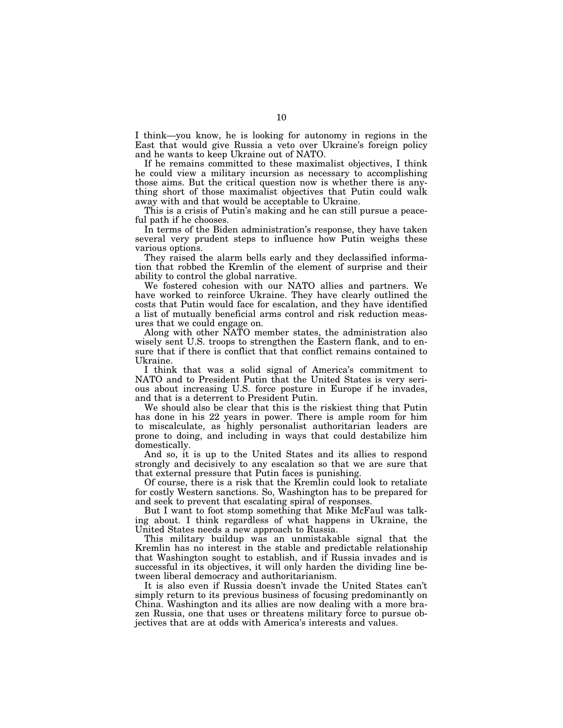I think—you know, he is looking for autonomy in regions in the East that would give Russia a veto over Ukraine's foreign policy and he wants to keep Ukraine out of NATO.

If he remains committed to these maximalist objectives, I think he could view a military incursion as necessary to accomplishing those aims. But the critical question now is whether there is anything short of those maximalist objectives that Putin could walk away with and that would be acceptable to Ukraine.

This is a crisis of Putin's making and he can still pursue a peaceful path if he chooses.

In terms of the Biden administration's response, they have taken several very prudent steps to influence how Putin weighs these various options.

They raised the alarm bells early and they declassified information that robbed the Kremlin of the element of surprise and their ability to control the global narrative.

We fostered cohesion with our NATO allies and partners. We have worked to reinforce Ukraine. They have clearly outlined the costs that Putin would face for escalation, and they have identified a list of mutually beneficial arms control and risk reduction measures that we could engage on.

Along with other NATO member states, the administration also wisely sent U.S. troops to strengthen the Eastern flank, and to ensure that if there is conflict that that conflict remains contained to Ukraine.

I think that was a solid signal of America's commitment to NATO and to President Putin that the United States is very serious about increasing U.S. force posture in Europe if he invades, and that is a deterrent to President Putin.

We should also be clear that this is the riskiest thing that Putin has done in his 22 years in power. There is ample room for him to miscalculate, as highly personalist authoritarian leaders are prone to doing, and including in ways that could destabilize him domestically.

And so, it is up to the United States and its allies to respond strongly and decisively to any escalation so that we are sure that that external pressure that Putin faces is punishing.

Of course, there is a risk that the Kremlin could look to retaliate for costly Western sanctions. So, Washington has to be prepared for and seek to prevent that escalating spiral of responses.

But I want to foot stomp something that Mike McFaul was talking about. I think regardless of what happens in Ukraine, the United States needs a new approach to Russia.

This military buildup was an unmistakable signal that the Kremlin has no interest in the stable and predictable relationship that Washington sought to establish, and if Russia invades and is successful in its objectives, it will only harden the dividing line between liberal democracy and authoritarianism.

It is also even if Russia doesn't invade the United States can't simply return to its previous business of focusing predominantly on China. Washington and its allies are now dealing with a more brazen Russia, one that uses or threatens military force to pursue objectives that are at odds with America's interests and values.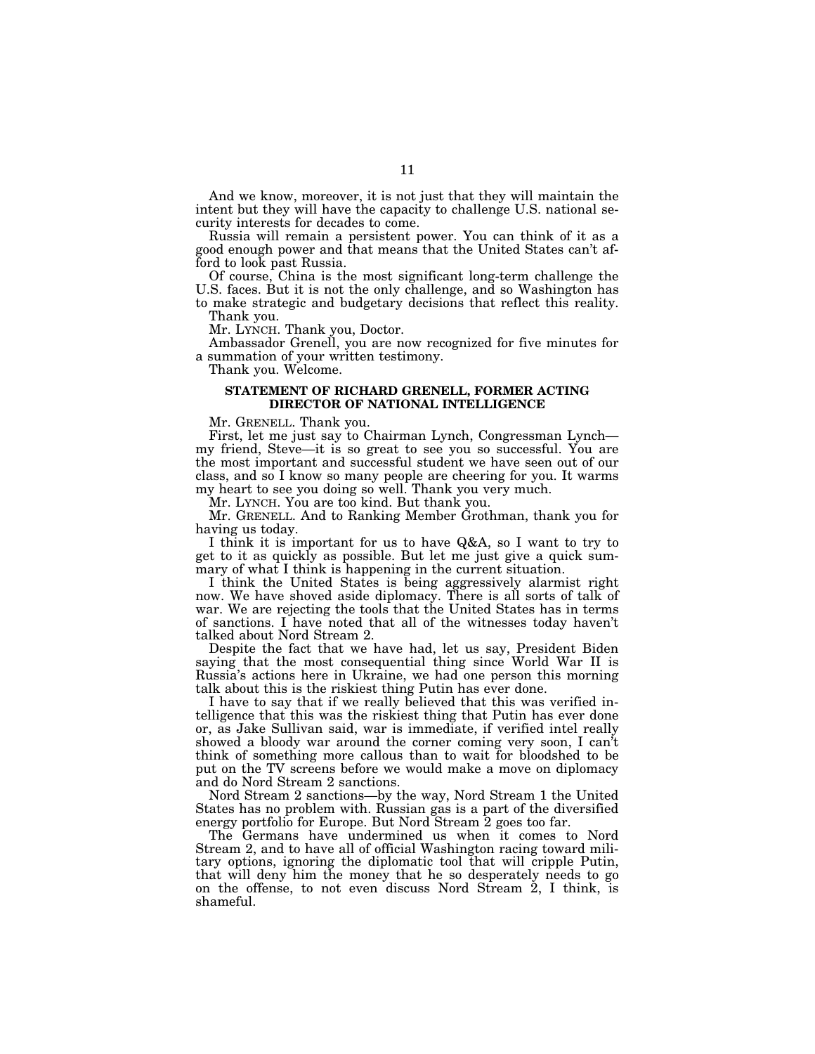And we know, moreover, it is not just that they will maintain the intent but they will have the capacity to challenge U.S. national security interests for decades to come.

Russia will remain a persistent power. You can think of it as a good enough power and that means that the United States can't afford to look past Russia.

Of course, China is the most significant long-term challenge the U.S. faces. But it is not the only challenge, and so Washington has to make strategic and budgetary decisions that reflect this reality.

Thank you.

Mr. LYNCH. Thank you, Doctor.

Ambassador Grenell, you are now recognized for five minutes for a summation of your written testimony.

Thank you. Welcome.

## STATEMENT OF RICHARD GRENELL, FORMER ACTING DIRECTOR OF NATIONAL INTELLIGENCE

Mr. GRENELL. Thank you.

First, let me just say to Chairman Lynch, Congressman Lynch—my friend, Steve—it is so great to see you so successful. You are the most important and successful student we have seen out of our class, and so I know so many people are cheering for you. It warms my heart to see you doing so well. Thank you very much.

Mr. LYNCH. You are too kind. But thank you.

Mr. GRENELL. And to Ranking Member Grothman, thank you for having us today.

I think it is important for us to have Q&A, so I want to try to get to it as quickly as possible. But let me just give a quick summary of what I think is happening in the current situation.

I think the United States is being aggressively alarmist right now. We have shoved aside diplomacy. There is all sorts of talk of war. We are rejecting the tools that the United States has in terms of sanctions. I have noted that all of the witnesses today haven't talked about Nord Stream 2.

Despite the fact that we have had, let us say, President Biden saying that the most consequential thing since World War II is Russia's actions here in Ukraine, we had one person this morning talk about this is the riskiest thing Putin has ever done.

I have to say that if we really believed that this was verified intelligence that this was the riskiest thing that Putin has ever done or, as Jake Sullivan said, war is immediate, if verified intel really showed a bloody war around the corner coming very soon, I can't think of something more callous than to wait for bloodshed to be put on the TV screens before we would make a move on diplomacy and do Nord Stream 2 sanctions.

Nord Stream 2 sanctions—by the way, Nord Stream 1 the United States has no problem with. Russian gas is a part of the diversified energy portfolio for Europe. But Nord Stream 2 goes too far.

The Germans have undermined us when it comes to Nord Stream 2, and to have all of official Washington racing toward military options, ignoring the diplomatic tool that will cripple Putin, that will deny him the money that he so desperately needs to go on the offense, to not even discuss Nord Stream 2, I think, is shameful.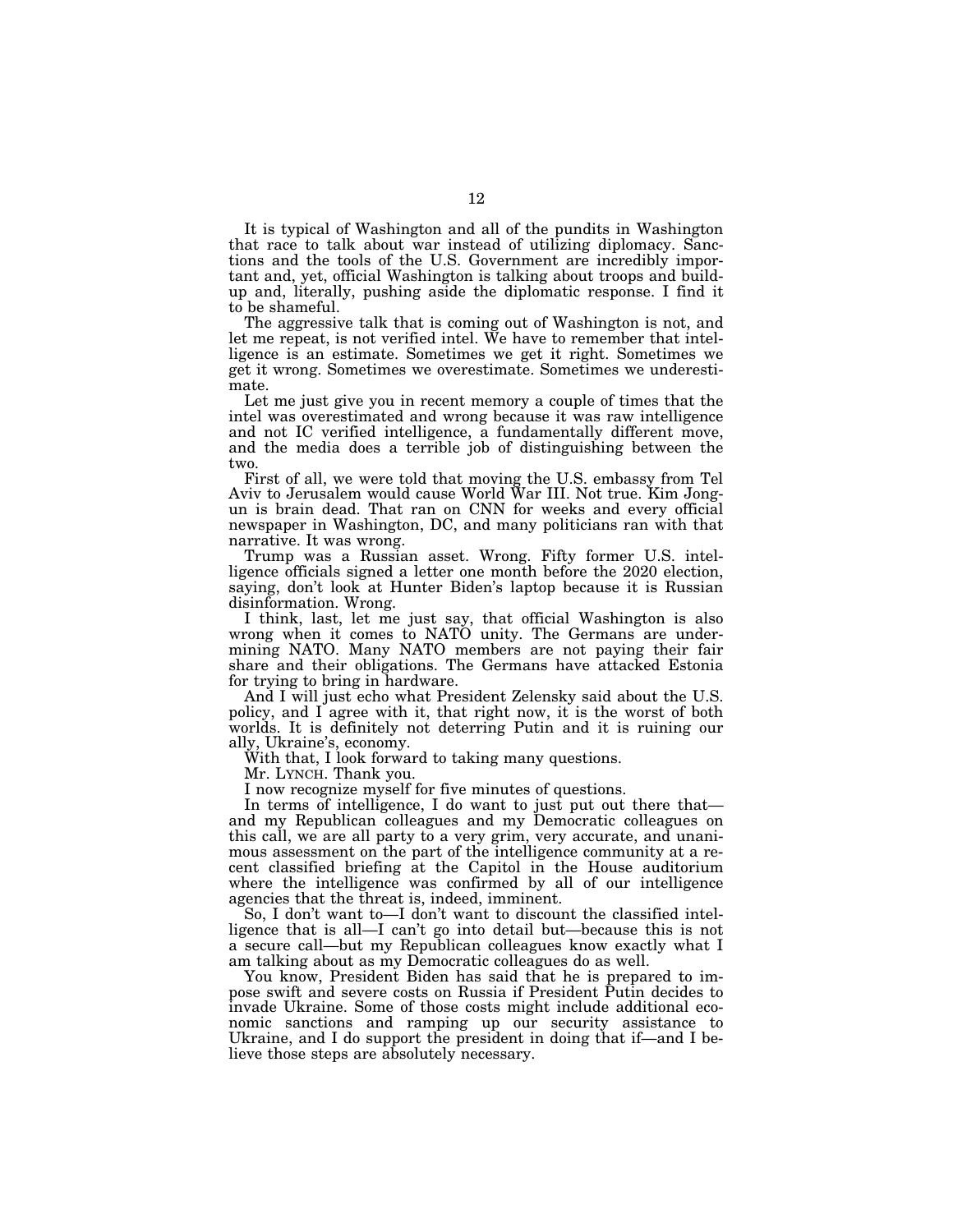It is typical of Washington and all of the pundits in Washington that race to talk about war instead of utilizing diplomacy. Sanctions and the tools of the U.S. Government are incredibly important and, yet, official Washington is talking about troops and buildup and, literally, pushing aside the diplomatic response. I find it to be shameful.

The aggressive talk that is coming out of Washington is not, and let me repeat, is not verified intel. We have to remember that intelligence is an estimate. Sometimes we get it right. Sometimes we get it wrong. Sometimes we overestimate. Sometimes we underestimate.

Let me just give you in recent memory a couple of times that the intel was overestimated and wrong because it was raw intelligence and not IC verified intelligence, a fundamentally different move, and the media does a terrible job of distinguishing between the two.

First of all, we were told that moving the U.S. embassy from Tel Aviv to Jerusalem would cause World War III. Not true. Kim Jong-un is brain dead. That ran on CNN for weeks and every official newspaper in Washington, DC, and many politicians ran with that narrative. It was wrong.

Trump was a Russian asset. Wrong. Fifty former U.S. intelligence officials signed a letter one month before the 2020 election, saying, don't look at Hunter Biden's laptop because it is Russian disinformation. Wrong.

I think, last, let me just say, that official Washington is also wrong when it comes to NATO unity. The Germans are undermining NATO. Many NATO members are not paying their fair share and their obligations. The Germans have attacked Estonia for trying to bring in hardware.

And I will just echo what President Zelensky said about the U.S. policy, and I agree with it, that right now, it is the worst of both worlds. It is definitely not deterring Putin and it is ruining our ally, Ukraine's, economy.

With that, I look forward to taking many questions.

Mr. LYNCH. Thank you.

I now recognize myself for five minutes of questions.

In terms of intelligence, I do want to just put out there that— and my Republican colleagues and my Democratic colleagues on this call, we are all party to a very grim, very accurate, and unanimous assessment on the part of the intelligence community at a recent classified briefing at the Capitol in the House auditorium where the intelligence was confirmed by all of our intelligence agencies that the threat is, indeed, imminent.

So, I don't want to—I don't want to discount the classified intelligence that is all—I can't go into detail but—because this is not a secure call—but my Republican colleagues know exactly what I am talking about as my Democratic colleagues do as well.

You know, President Biden has said that he is prepared to impose swift and severe costs on Russia if President Putin decides to invade Ukraine. Some of those costs might include additional economic sanctions and ramping up our security assistance to Ukraine, and I do support the president in doing that if—and I believe those steps are absolutely necessary.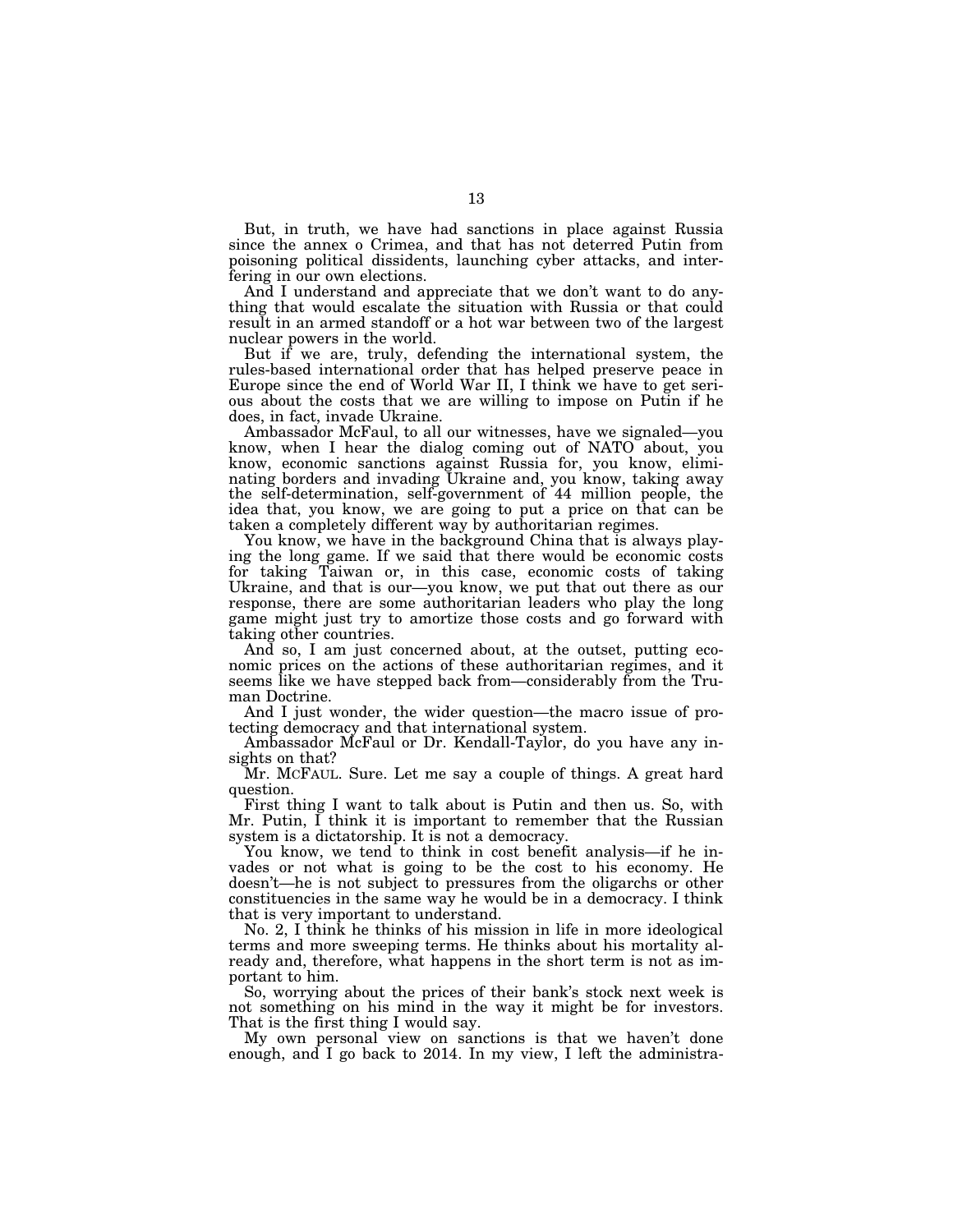But, in truth, we have had sanctions in place against Russia since the annex o Crimea, and that has not deterred Putin from poisoning political dissidents, launching cyber attacks, and interfering in our own elections.

And I understand and appreciate that we don't want to do anything that would escalate the situation with Russia or that could result in an armed standoff or a hot war between two of the largest nuclear powers in the world.

But if we are, truly, defending the international system, the rules-based international order that has helped preserve peace in Europe since the end of World War II, I think we have to get serious about the costs that we are willing to impose on Putin if he does, in fact, invade Ukraine.

Ambassador McFaul, to all our witnesses, have we signaled—you know, when I hear the dialog coming out of NATO about, you know, economic sanctions against Russia for, you know, eliminating borders and invading Ukraine and, you know, taking away the self-determination, self-government of 44 million people, the idea that, you know, we are going to put a price on that can be taken a completely different way by authoritarian regimes.

You know, we have in the background China that is always playing the long game. If we said that there would be economic costs for taking Taiwan or, in this case, economic costs of taking Ukraine, and that is our—you know, we put that out there as our response, there are some authoritarian leaders who play the long game might just try to amortize those costs and go forward with taking other countries.

And so, I am just concerned about, at the outset, putting economic prices on the actions of these authoritarian regimes, and it seems like we have stepped back from—considerably from the Truman Doctrine.

And I just wonder, the wider question—the macro issue of protecting democracy and that international system.

Ambassador McFaul or Dr. Kendall-Taylor, do you have any insights on that?

Mr. McFAUL. Sure. Let me say a couple of things. A great hard question.

First thing I want to talk about is Putin and then us. So, with Mr. Putin, I think it is important to remember that the Russian system is a dictatorship. It is not a democracy.

You know, we tend to think in cost benefit analysis—if he invades or not what is going to be the cost to his economy. He doesn't—he is not subject to pressures from the oligarchs or other constituencies in the same way he would be in a democracy. I think that is very important to understand.

No. 2, I think he thinks of his mission in life in more ideological terms and more sweeping terms. He thinks about his mortality already and, therefore, what happens in the short term is not as important to him.

So, worrying about the prices of their bank's stock next week is not something on his mind in the way it might be for investors. That is the first thing I would say.

My own personal view on sanctions is that we haven't done enough, and I go back to 2014. In my view, I left the administra-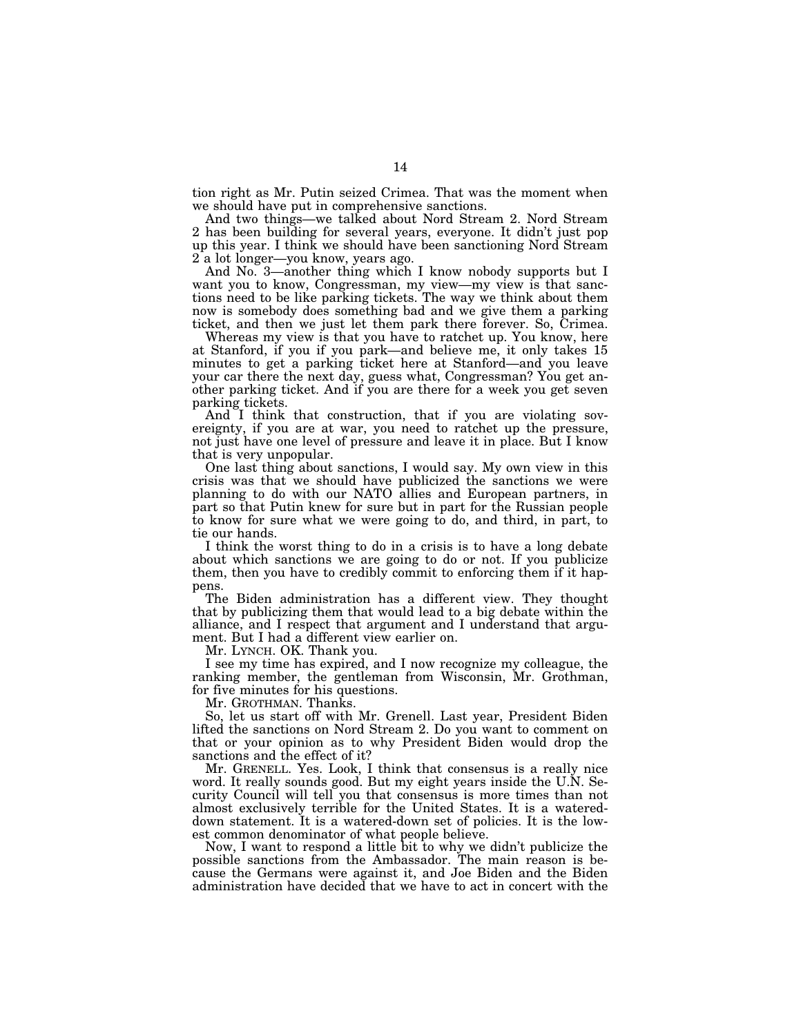tion right as Mr. Putin seized Crimea. That was the moment when we should have put in comprehensive sanctions.

And two things—we talked about Nord Stream 2. Nord Stream 2 has been building for several years, everyone. It didn't just pop up this year. I think we should have been sanctioning Nord Stream 2 a lot longer—you know, years ago.

And No. 3—another thing which I know nobody supports but I want you to know, Congressman, my view—my view is that sanctions need to be like parking tickets. The way we think about them now is somebody does something bad and we give them a parking ticket, and then we just let them park there forever. So, Crimea.

Whereas my view is that you have to ratchet up. You know, here at Stanford, if you if you park—and believe me, it only takes 15 minutes to get a parking ticket here at Stanford—and you leave your car there the next day, guess what, Congressman? You get another parking ticket. And if you are there for a week you get seven parking tickets.

And I think that construction, that if you are violating sovereignty, if you are at war, you need to ratchet up the pressure, not just have one level of pressure and leave it in place. But I know that is very unpopular.

One last thing about sanctions, I would say. My own view in this crisis was that we should have publicized the sanctions we were planning to do with our NATO allies and European partners, in part so that Putin knew for sure but in part for the Russian people to know for sure what we were going to do, and third, in part, to tie our hands.

I think the worst thing to do in a crisis is to have a long debate about which sanctions we are going to do or not. If you publicize them, then you have to credibly commit to enforcing them if it happens.

The Biden administration has a different view. They thought that by publicizing them that would lead to a big debate within the alliance, and I respect that argument and I understand that argument. But I had a different view earlier on.

Mr. LYNCH. OK. Thank you.

I see my time has expired, and I now recognize my colleague, the ranking member, the gentleman from Wisconsin, Mr. Grothman, for five minutes for his questions.

Mr. GROTHMAN. Thanks.

So, let us start off with Mr. Grenell. Last year, President Biden lifted the sanctions on Nord Stream 2. Do you want to comment on that or your opinion as to why President Biden would drop the sanctions and the effect of it?

Mr. GRENELL. Yes. Look, I think that consensus is a really nice word. It really sounds good. But my eight years inside the U.N. Security Council will tell you that consensus is more times than not almost exclusively terrible for the United States. It is a watered-down statement. It is a watered-down set of policies. It is the lowest common denominator of what people believe.

Now, I want to respond a little bit to why we didn't publicize the possible sanctions from the Ambassador. The main reason is because the Germans were against it, and Joe Biden and the Biden administration have decided that we have to act in concert with the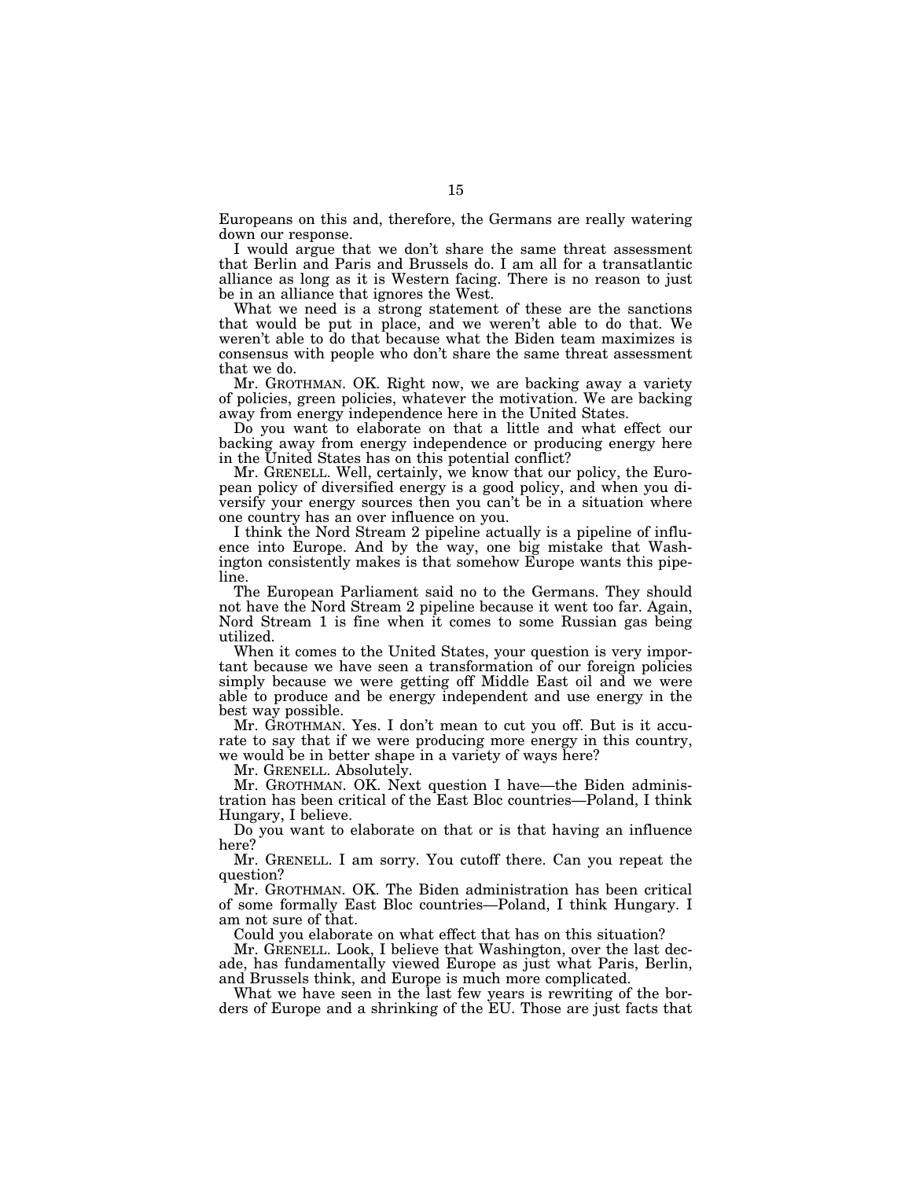Europeans on this and, therefore, the Germans are really watering down our response.

I would argue that we don't share the same threat assessment that Berlin and Paris and Brussels do. I am all for a transatlantic alliance as long as it is Western facing. There is no reason to just be in an alliance that ignores the West.

What we need is a strong statement of these are the sanctions that would be put in place, and we weren't able to do that. We weren't able to do that because what the Biden team maximizes is consensus with people who don't share the same threat assessment that we do.

Mr. GROTHMAN. OK. Right now, we are backing away a variety of policies, green policies, whatever the motivation. We are backing away from energy independence here in the United States.

Do you want to elaborate on that a little and what effect our backing away from energy independence or producing energy here in the United States has on this potential conflict?

Mr. GRENELL. Well, certainly, we know that our policy, the European policy of diversified energy is a good policy, and when you diversify your energy sources then you can't be in a situation where one country has an over influence on you.

I think the Nord Stream 2 pipeline actually is a pipeline of influence into Europe. And by the way, one big mistake that Washington consistently makes is that somehow Europe wants this pipeline.

The European Parliament said no to the Germans. They should not have the Nord Stream 2 pipeline because it went too far. Again, Nord Stream 1 is fine when it comes to some Russian gas being utilized.

When it comes to the United States, your question is very important because we have seen a transformation of our foreign policies simply because we were getting off Middle East oil and we were able to produce and be energy independent and use energy in the best way possible.

Mr. GROTHMAN. Yes. I don't mean to cut you off. But is it accurate to say that if we were producing more energy in this country, we would be in better shape in a variety of ways here?

Mr. GRENELL. Absolutely.

Mr. GROTHMAN. OK. Next question I have—the Biden administration has been critical of the East Bloc countries—Poland, I think Hungary, I believe.

Do you want to elaborate on that or is that having an influence here?

Mr. GRENELL. I am sorry. You cutoff there. Can you repeat the question?

Mr. GROTHMAN. OK. The Biden administration has been critical of some formally East Bloc countries—Poland, I think Hungary. I am not sure of that.

Could you elaborate on what effect that has on this situation?

Mr. GRENELL. Look, I believe that Washington, over the last decade, has fundamentally viewed Europe as just what Paris, Berlin, and Brussels think, and Europe is much more complicated.

What we have seen in the last few years is rewriting of the borders of Europe and a shrinking of the EU. Those are just facts that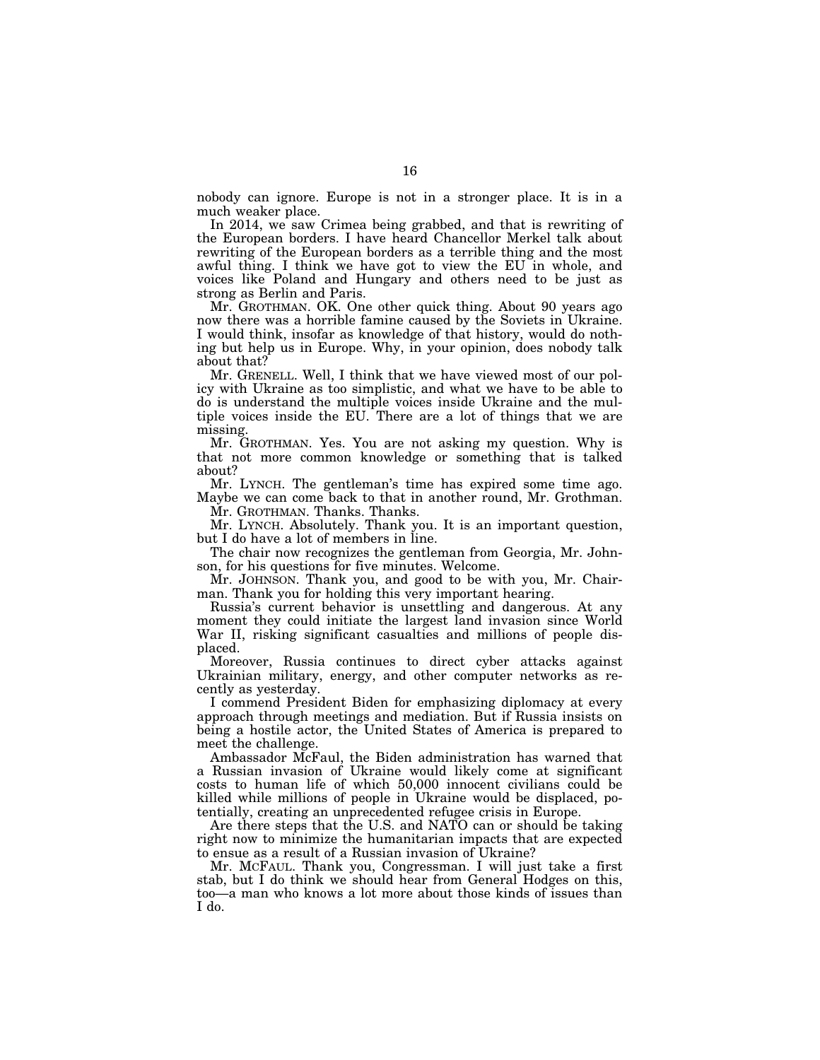nobody can ignore. Europe is not in a stronger place. It is in a much weaker place.

In 2014, we saw Crimea being grabbed, and that is rewriting of the European borders. I have heard Chancellor Merkel talk about rewriting of the European borders as a terrible thing and the most awful thing. I think we have got to view the EU in whole, and voices like Poland and Hungary and others need to be just as strong as Berlin and Paris.

Mr. GROTHMAN. OK. One other quick thing. About 90 years ago now there was a horrible famine caused by the Soviets in Ukraine. I would think, insofar as knowledge of that history, would do nothing but help us in Europe. Why, in your opinion, does nobody talk about that?

Mr. GRENELL. Well, I think that we have viewed most of our policy with Ukraine as too simplistic, and what we have to be able to do is understand the multiple voices inside Ukraine and the multiple voices inside the EU. There are a lot of things that we are missing.

Mr. GROTHMAN. Yes. You are not asking my question. Why is that not more common knowledge or something that is talked about?

Mr. LYNCH. The gentleman's time has expired some time ago. Maybe we can come back to that in another round, Mr. Grothman.

Mr. GROTHMAN. Thanks. Thanks.

Mr. LYNCH. Absolutely. Thank you. It is an important question, but I do have a lot of members in line.

The chair now recognizes the gentleman from Georgia, Mr. Johnson, for his questions for five minutes. Welcome.

Mr. JOHNSON. Thank you, and good to be with you, Mr. Chairman. Thank you for holding this very important hearing.

Russia's current behavior is unsettling and dangerous. At any moment they could initiate the largest land invasion since World War II, risking significant casualties and millions of people displaced.

Moreover, Russia continues to direct cyber attacks against Ukrainian military, energy, and other computer networks as recently as yesterday.

I commend President Biden for emphasizing diplomacy at every approach through meetings and mediation. But if Russia insists on being a hostile actor, the United States of America is prepared to meet the challenge.

Ambassador McFaul, the Biden administration has warned that a Russian invasion of Ukraine would likely come at significant costs to human life of which 50,000 innocent civilians could be killed while millions of people in Ukraine would be displaced, potentially, creating an unprecedented refugee crisis in Europe.

Are there steps that the U.S. and NATO can or should be taking right now to minimize the humanitarian impacts that are expected to ensue as a result of a Russian invasion of Ukraine?

Mr. MCFAUL. Thank you, Congressman. I will just take a first stab, but I do think we should hear from General Hodges on this, too—a man who knows a lot more about those kinds of issues than I do.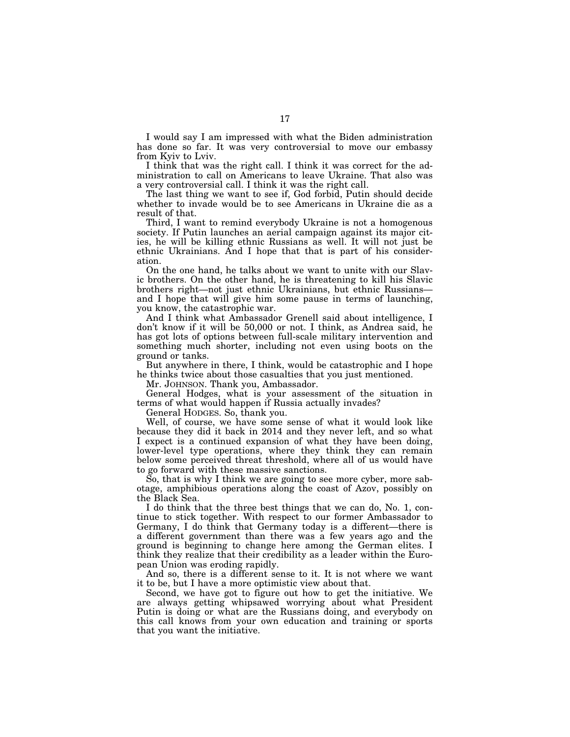I would say I am impressed with what the Biden administration has done so far. It was very controversial to move our embassy from Kyiv to Lviv.

I think that was the right call. I think it was correct for the administration to call on Americans to leave Ukraine. That also was a very controversial call. I think it was the right call.

The last thing we want to see if, God forbid, Putin should decide whether to invade would be to see Americans in Ukraine die as a result of that.

Third, I want to remind everybody Ukraine is not a homogenous society. If Putin launches an aerial campaign against its major cities, he will be killing ethnic Russians as well. It will not just be ethnic Ukrainians. And I hope that that is part of his consideration.

On the one hand, he talks about we want to unite with our Slavic brothers. On the other hand, he is threatening to kill his Slavic brothers right—not just ethnic Ukrainians, but ethnic Russians—and I hope that will give him some pause in terms of launching, you know, the catastrophic war.

And I think what Ambassador Grenell said about intelligence, I don't know if it will be 50,000 or not. I think, as Andrea said, he has got lots of options between full-scale military intervention and something much shorter, including not even using boots on the ground or tanks.

But anywhere in there, I think, would be catastrophic and I hope he thinks twice about those casualties that you just mentioned.

Mr. JOHNSON. Thank you, Ambassador.

General Hodges, what is your assessment of the situation in terms of what would happen if Russia actually invades?

General HODGES. So, thank you.

Well, of course, we have some sense of what it would look like because they did it back in 2014 and they never left, and so what I expect is a continued expansion of what they have been doing, lower-level type operations, where they think they can remain below some perceived threat threshold, where all of us would have to go forward with these massive sanctions.

So, that is why I think we are going to see more cyber, more sabotage, amphibious operations along the coast of Azov, possibly on the Black Sea.

I do think that the three best things that we can do, No. 1, continue to stick together. With respect to our former Ambassador to Germany, I do think that Germany today is a different—there is a different government than there was a few years ago and the ground is beginning to change here among the German elites. I think they realize that their credibility as a leader within the European Union was eroding rapidly.

And so, there is a different sense to it. It is not where we want it to be, but I have a more optimistic view about that.

Second, we have got to figure out how to get the initiative. We are always getting whipsawed worrying about what President Putin is doing or what are the Russians doing, and everybody on this call knows from your own education and training or sports that you want the initiative.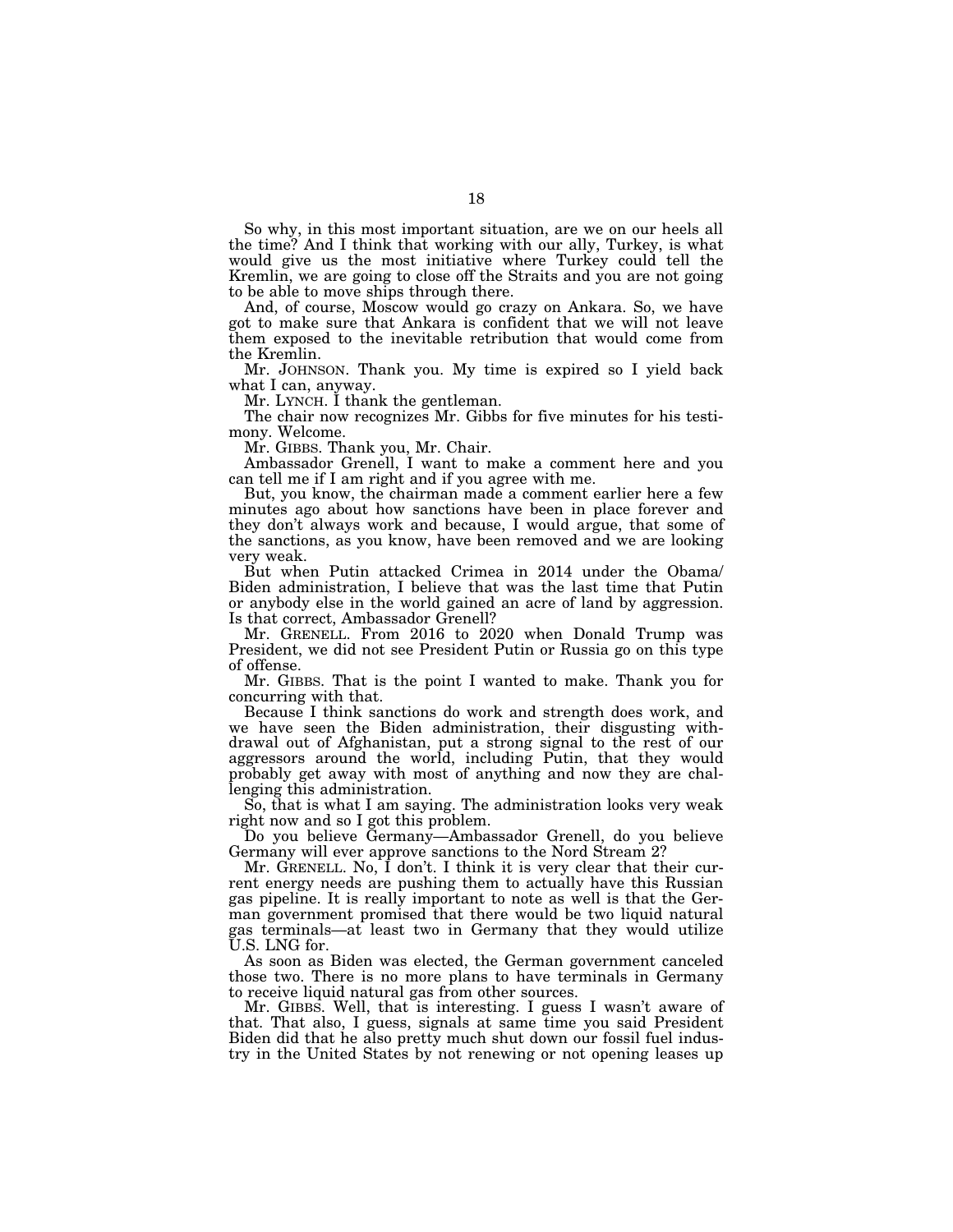So why, in this most important situation, are we on our heels all the time? And I think that working with our ally, Turkey, is what would give us the most initiative where Turkey could tell the Kremlin, we are going to close off the Straits and you are not going to be able to move ships through there.

And, of course, Moscow would go crazy on Ankara. So, we have got to make sure that Ankara is confident that we will not leave them exposed to the inevitable retribution that would come from the Kremlin.

Mr. JOHNSON. Thank you. My time is expired so I yield back what I can, anyway.

Mr. LYNCH. I thank the gentleman.

The chair now recognizes Mr. Gibbs for five minutes for his testimony. Welcome.

Mr. GIBBS. Thank you, Mr. Chair.

Ambassador Grenell, I want to make a comment here and you can tell me if I am right and if you agree with me.

But, you know, the chairman made a comment earlier here a few minutes ago about how sanctions have been in place forever and they don't always work and because, I would argue, that some of the sanctions, as you know, have been removed and we are looking very weak.

But when Putin attacked Crimea in 2014 under the Obama/Biden administration, I believe that was the last time that Putin or anybody else in the world gained an acre of land by aggression. Is that correct, Ambassador Grenell?

Mr. GRENELL. From 2016 to 2020 when Donald Trump was President, we did not see President Putin or Russia go on this type of offense.

Mr. GIBBS. That is the point I wanted to make. Thank you for concurring with that.

Because I think sanctions do work and strength does work, and we have seen the Biden administration, their disgusting withdrawal out of Afghanistan, put a strong signal to the rest of our aggressors around the world, including Putin, that they would probably get away with most of anything and now they are challenging this administration.

So, that is what I am saying. The administration looks very weak right now and so I got this problem.

Do you believe Germany—Ambassador Grenell, do you believe Germany will ever approve sanctions to the Nord Stream 2?

Mr. GRENELL. No, I don't. I think it is very clear that their current energy needs are pushing them to actually have this Russian gas pipeline. It is really important to note as well is that the German government promised that there would be two liquid natural gas terminals—at least two in Germany that they would utilize U.S. LNG for.

As soon as Biden was elected, the German government canceled those two. There is no more plans to have terminals in Germany to receive liquid natural gas from other sources.

Mr. GIBBS. Well, that is interesting. I guess I wasn't aware of that. That also, I guess, signals at same time you said President Biden did that he also pretty much shut down our fossil fuel industry in the United States by not renewing or not opening leases up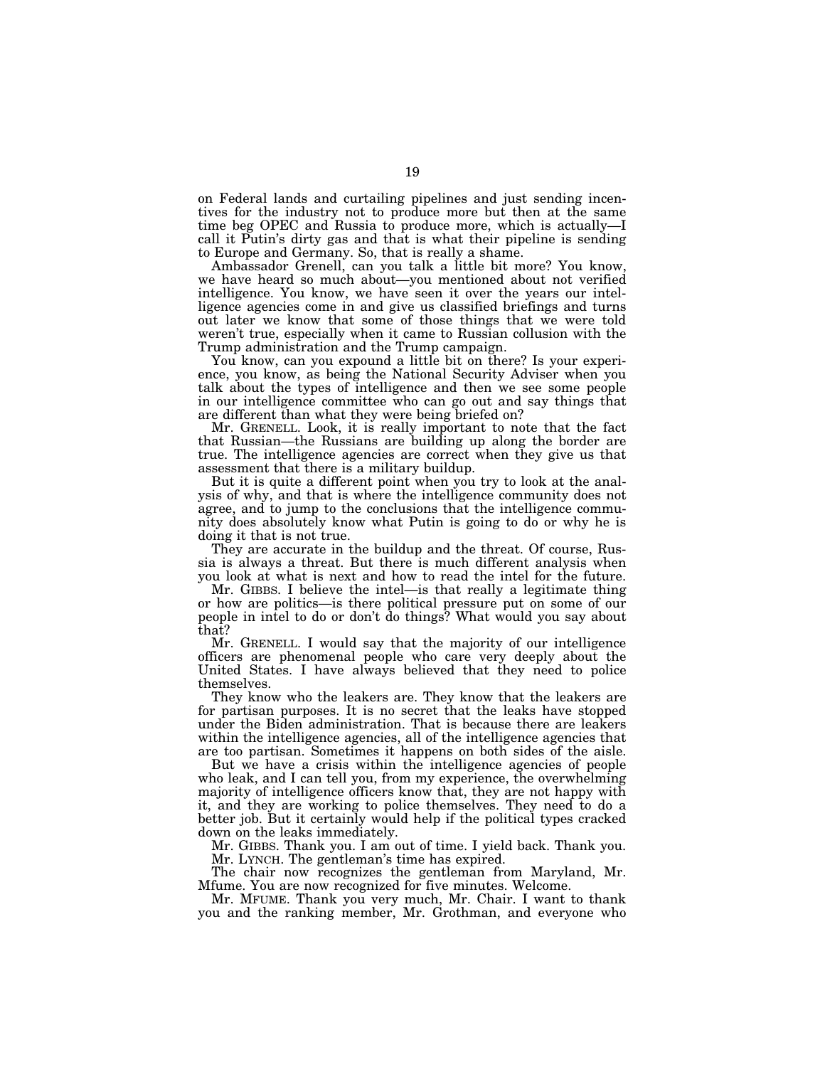on Federal lands and curtailing pipelines and just sending incentives for the industry not to produce more but then at the same time beg OPEC and Russia to produce more, which is actually—I call it Putin's dirty gas and that is what their pipeline is sending to Europe and Germany. So, that is really a shame.

Ambassador Grenell, can you talk a little bit more? You know, we have heard so much about—you mentioned about not verified intelligence. You know, we have seen it over the years our intelligence agencies come in and give us classified briefings and turns out later we know that some of those things that we were told weren't true, especially when it came to Russian collusion with the Trump administration and the Trump campaign.

You know, can you expound a little bit on there? Is your experience, you know, as being the National Security Adviser when you talk about the types of intelligence and then we see some people in our intelligence committee who can go out and say things that are different than what they were being briefed on?

Mr. GRENELL. Look, it is really important to note that the fact that Russian—the Russians are building up along the border are true. The intelligence agencies are correct when they give us that assessment that there is a military buildup.

But it is quite a different point when you try to look at the analysis of why, and that is where the intelligence community does not agree, and to jump to the conclusions that the intelligence community does absolutely know what Putin is going to do or why he is doing it that is not true.

They are accurate in the buildup and the threat. Of course, Russia is always a threat. But there is much different analysis when you look at what is next and how to read the intel for the future.

Mr. GIBBS. I believe the intel—is that really a legitimate thing or how are politics—is there political pressure put on some of our people in intel to do or don't do things? What would you say about that?

Mr. GRENELL. I would say that the majority of our intelligence officers are phenomenal people who care very deeply about the United States. I have always believed that they need to police themselves.

They know who the leakers are. They know that the leakers are for partisan purposes. It is no secret that the leaks have stopped under the Biden administration. That is because there are leakers within the intelligence agencies, all of the intelligence agencies that are too partisan. Sometimes it happens on both sides of the aisle.

But we have a crisis within the intelligence agencies of people who leak, and I can tell you, from my experience, the overwhelming majority of intelligence officers know that, they are not happy with it, and they are working to police themselves. They need to do a better job. But it certainly would help if the political types cracked down on the leaks immediately.

Mr. GIBBS. Thank you. I am out of time. I yield back. Thank you.

Mr. LYNCH. The gentleman's time has expired.

The chair now recognizes the gentleman from Maryland, Mr. Mfume. You are now recognized for five minutes. Welcome.

Mr. MFUME. Thank you very much, Mr. Chair. I want to thank you and the ranking member, Mr. Grothman, and everyone who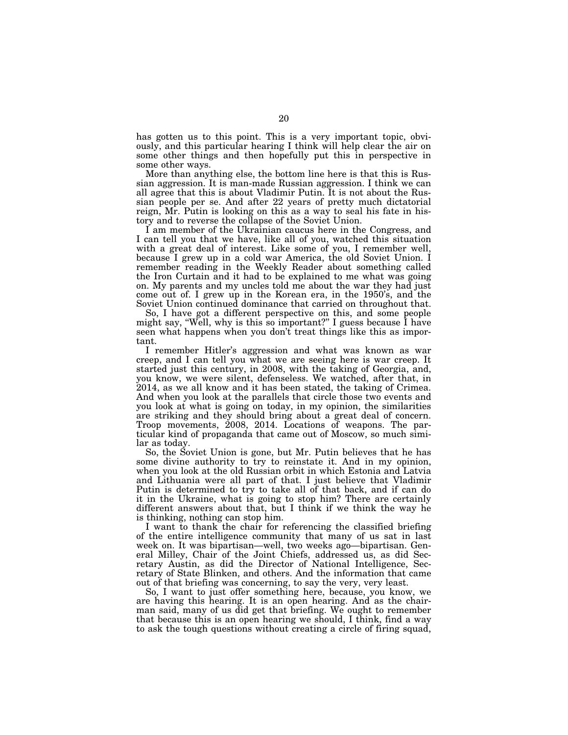has gotten us to this point. This is a very important topic, obviously, and this particular hearing I think will help clear the air on some other things and then hopefully put this in perspective in some other ways.

More than anything else, the bottom line here is that this is Russian aggression. It is man-made Russian aggression. I think we can all agree that this is about Vladimir Putin. It is not about the Russian people per se. And after 22 years of pretty much dictatorial reign, Mr. Putin is looking on this as a way to seal his fate in history and to reverse the collapse of the Soviet Union.

I am member of the Ukrainian caucus here in the Congress, and I can tell you that we have, like all of you, watched this situation with a great deal of interest. Like some of you, I remember well, because I grew up in a cold war America, the old Soviet Union. I remember reading in the Weekly Reader about something called the Iron Curtain and it had to be explained to me what was going on. My parents and my uncles told me about the war they had just come out of. I grew up in the Korean era, in the 1950's, and the Soviet Union continued dominance that carried on throughout that.

So, I have got a different perspective on this, and some people might say, "Well, why is this so important?" I guess because I have seen what happens when you don't treat things like this as important.

I remember Hitler's aggression and what was known as war creep, and I can tell you what we are seeing here is war creep. It started just this century, in 2008, with the taking of Georgia, and, you know, we were silent, defenseless. We watched, after that, in 2014, as we all know and it has been stated, the taking of Crimea. And when you look at the parallels that circle those two events and you look at what is going on today, in my opinion, the similarities are striking and they should bring about a great deal of concern. Troop movements, 2008, 2014. Locations of weapons. The particular kind of propaganda that came out of Moscow, so much similar as today.

So, the Soviet Union is gone, but Mr. Putin believes that he has some divine authority to try to reinstate it. And in my opinion, when you look at the old Russian orbit in which Estonia and Latvia and Lithuania were all part of that. I just believe that Vladimir Putin is determined to try to take all of that back, and if can do it in the Ukraine, what is going to stop him? There are certainly different answers about that, but I think if we think the way he is thinking, nothing can stop him.

I want to thank the chair for referencing the classified briefing of the entire intelligence community that many of us sat in last week on. It was bipartisan—well, two weeks ago—bipartisan. General Milley, Chair of the Joint Chiefs, addressed us, as did Secretary Austin, as did the Director of National Intelligence, Secretary of State Blinken, and others. And the information that came out of that briefing was concerning, to say the very, very least.

So, I want to just offer something here, because, you know, we are having this hearing. It is an open hearing. And as the chairman said, many of us did get that briefing. We ought to remember that because this is an open hearing we should, I think, find a way to ask the tough questions without creating a circle of firing squad,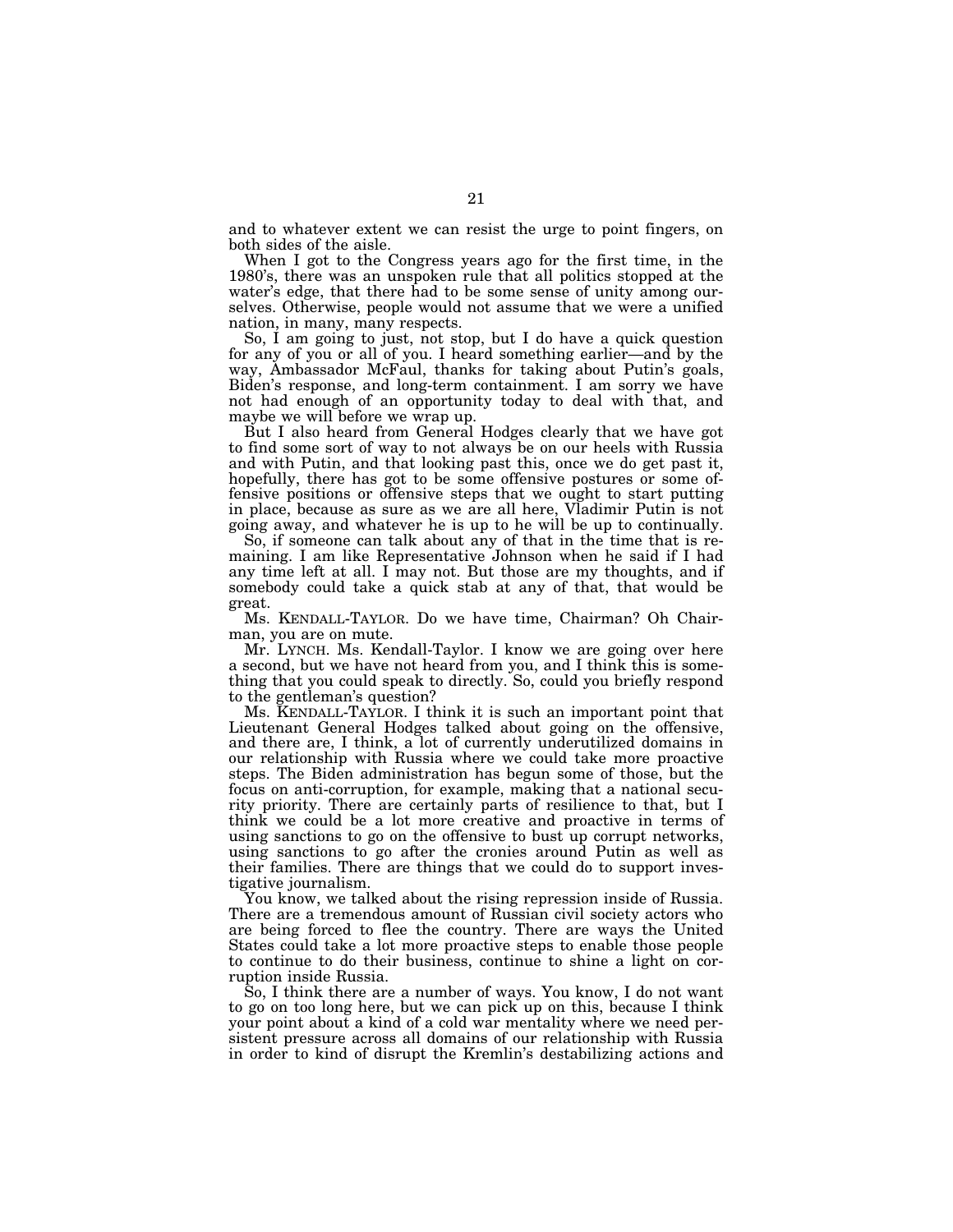and to whatever extent we can resist the urge to point fingers, on both sides of the aisle.

When I got to the Congress years ago for the first time, in the 1980's, there was an unspoken rule that all politics stopped at the water's edge, that there had to be some sense of unity among ourselves. Otherwise, people would not assume that we were a unified nation, in many, many respects.

So, I am going to just, not stop, but I do have a quick question for any of you or all of you. I heard something earlier—and by the way, Ambassador McFaul, thanks for taking about Putin's goals, Biden's response, and long-term containment. I am sorry we have not had enough of an opportunity today to deal with that, and maybe we will before we wrap up.

But I also heard from General Hodges clearly that we have got to find some sort of way to not always be on our heels with Russia and with Putin, and that looking past this, once we do get past it, hopefully, there has got to be some offensive postures or some offensive positions or offensive steps that we ought to start putting in place, because as sure as we are all here, Vladimir Putin is not going away, and whatever he is up to he will be up to continually.

So, if someone can talk about any of that in the time that is remaining. I am like Representative Johnson when he said if I had any time left at all. I may not. But those are my thoughts, and if somebody could take a quick stab at any of that, that would be great.

Ms. KENDALL-TAYLOR. Do we have time, Chairman? Oh Chairman, you are on mute.

Mr. LYNCH. Ms. Kendall-Taylor. I know we are going over here a second, but we have not heard from you, and I think this is something that you could speak to directly. So, could you briefly respond to the gentleman's question?

Ms. KENDALL-TAYLOR. I think it is such an important point that Lieutenant General Hodges talked about going on the offensive, and there are, I think, a lot of currently underutilized domains in our relationship with Russia where we could take more proactive steps. The Biden administration has begun some of those, but the focus on anti-corruption, for example, making that a national security priority. There are certainly parts of resilience to that, but I think we could be a lot more creative and proactive in terms of using sanctions to go on the offensive to bust up corrupt networks, using sanctions to go after the cronies around Putin as well as their families. There are things that we could do to support investigative journalism.

You know, we talked about the rising repression inside of Russia. There are a tremendous amount of Russian civil society actors who are being forced to flee the country. There are ways the United States could take a lot more proactive steps to enable those people to continue to do their business, continue to shine a light on corruption inside Russia.

So, I think there are a number of ways. You know, I do not want to go on too long here, but we can pick up on this, because I think your point about a kind of a cold war mentality where we need persistent pressure across all domains of our relationship with Russia in order to kind of disrupt the Kremlin's destabilizing actions and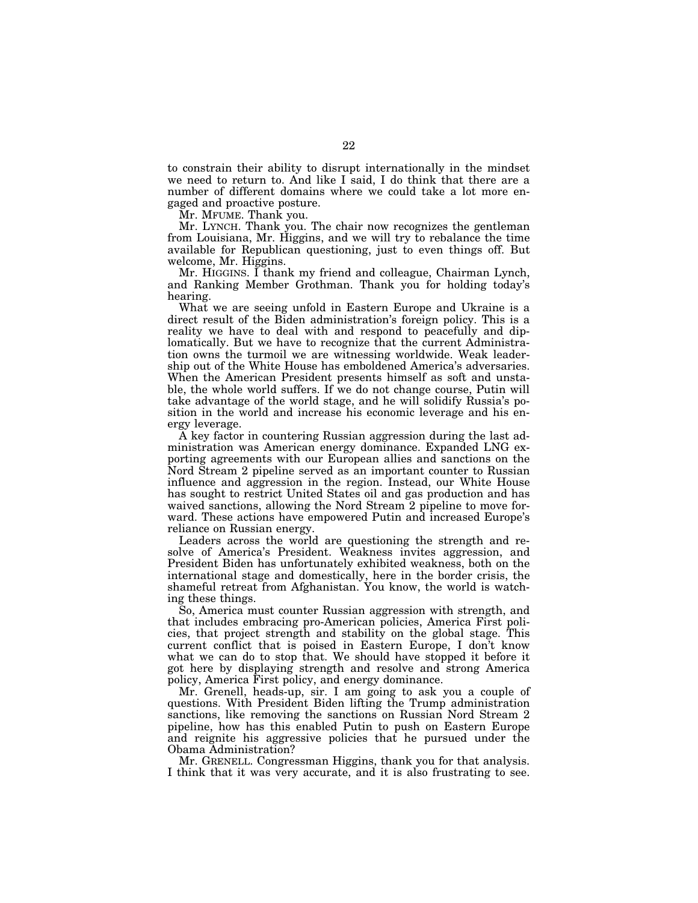to constrain their ability to disrupt internationally in the mindset we need to return to. And like I said, I do think that there are a number of different domains where we could take a lot more engaged and proactive posture.

Mr. MFUME. Thank you.

Mr. LYNCH. Thank you. The chair now recognizes the gentleman from Louisiana, Mr. Higgins, and we will try to rebalance the time available for Republican questioning, just to even things off. But welcome, Mr. Higgins.

Mr. HIGGINS. I thank my friend and colleague, Chairman Lynch, and Ranking Member Grothman. Thank you for holding today's hearing.

What we are seeing unfold in Eastern Europe and Ukraine is a direct result of the Biden administration's foreign policy. This is a reality we have to deal with and respond to peacefully and diplomatically. But we have to recognize that the current Administration owns the turmoil we are witnessing worldwide. Weak leadership out of the White House has emboldened America's adversaries. When the American President presents himself as soft and unstable, the whole world suffers. If we do not change course, Putin will take advantage of the world stage, and he will solidify Russia's position in the world and increase his economic leverage and his energy leverage.

A key factor in countering Russian aggression during the last administration was American energy dominance. Expanded LNG exporting agreements with our European allies and sanctions on the Nord Stream 2 pipeline served as an important counter to Russian influence and aggression in the region. Instead, our White House has sought to restrict United States oil and gas production and has waived sanctions, allowing the Nord Stream 2 pipeline to move forward. These actions have empowered Putin and increased Europe's reliance on Russian energy.

Leaders across the world are questioning the strength and resolve of America's President. Weakness invites aggression, and President Biden has unfortunately exhibited weakness, both on the international stage and domestically, here in the border crisis, the shameful retreat from Afghanistan. You know, the world is watching these things.

So, America must counter Russian aggression with strength, and that includes embracing pro-American policies, America First policies, that project strength and stability on the global stage. This current conflict that is poised in Eastern Europe, I don't know what we can do to stop that. We should have stopped it before it got here by displaying strength and resolve and strong America policy, America First policy, and energy dominance.

Mr. Grenell, heads-up, sir. I am going to ask you a couple of questions. With President Biden lifting the Trump administration sanctions, like removing the sanctions on Russian Nord Stream 2 pipeline, how has this enabled Putin to push on Eastern Europe and reignite his aggressive policies that he pursued under the Obama Administration?

Mr. GRENELL. Congressman Higgins, thank you for that analysis. I think that it was very accurate, and it is also frustrating to see.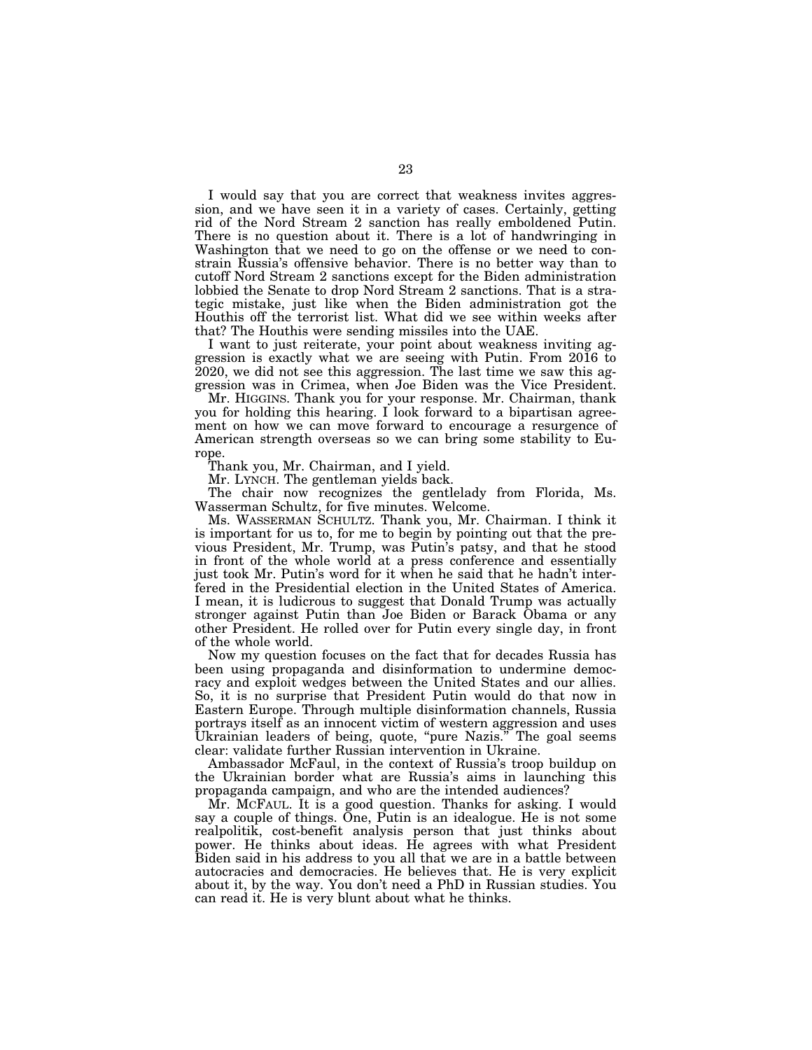I would say that you are correct that weakness invites aggression, and we have seen it in a variety of cases. Certainly, getting rid of the Nord Stream 2 sanction has really emboldened Putin. There is no question about it. There is a lot of handwringing in Washington that we need to go on the offense or we need to constrain Russia's offensive behavior. There is no better way than to cutoff Nord Stream 2 sanctions except for the Biden administration lobbied the Senate to drop Nord Stream 2 sanctions. That is a strategic mistake, just like when the Biden administration got the Houthis off the terrorist list. What did we see within weeks after that? The Houthis were sending missiles into the UAE.

I want to just reiterate, your point about weakness inviting aggression is exactly what we are seeing with Putin. From 2016 to 2020, we did not see this aggression. The last time we saw this aggression was in Crimea, when Joe Biden was the Vice President.

Mr. HIGGINS. Thank you for your response. Mr. Chairman, thank you for holding this hearing. I look forward to a bipartisan agreement on how we can move forward to encourage a resurgence of American strength overseas so we can bring some stability to Europe.

Thank you, Mr. Chairman, and I yield.

Mr. LYNCH. The gentleman yields back.

The chair now recognizes the gentlelady from Florida, Ms. Wasserman Schultz, for five minutes. Welcome.

Ms. WASSERMAN SCHULTZ. Thank you, Mr. Chairman. I think it is important for us to, for me to begin by pointing out that the previous President, Mr. Trump, was Putin's patsy, and that he stood in front of the whole world at a press conference and essentially just took Mr. Putin's word for it when he said that he hadn't interfered in the Presidential election in the United States of America. I mean, it is ludicrous to suggest that Donald Trump was actually stronger against Putin than Joe Biden or Barack Obama or any other President. He rolled over for Putin every single day, in front of the whole world.

Now my question focuses on the fact that for decades Russia has been using propaganda and disinformation to undermine democracy and exploit wedges between the United States and our allies. So, it is no surprise that President Putin would do that now in Eastern Europe. Through multiple disinformation channels, Russia portrays itself as an innocent victim of western aggression and uses Ukrainian leaders of being, quote, "pure Nazis." The goal seems clear: validate further Russian intervention in Ukraine.

Ambassador McFaul, in the context of Russia's troop buildup on the Ukrainian border what are Russia's aims in launching this propaganda campaign, and who are the intended audiences?

Mr. MCFAUL. It is a good question. Thanks for asking. I would say a couple of things. One, Putin is an idealogue. He is not some realpolitik, cost-benefit analysis person that just thinks about power. He thinks about ideas. He agrees with what President Biden said in his address to you all that we are in a battle between autocracies and democracies. He believes that. He is very explicit about it, by the way. You don't need a PhD in Russian studies. You can read it. He is very blunt about what he thinks.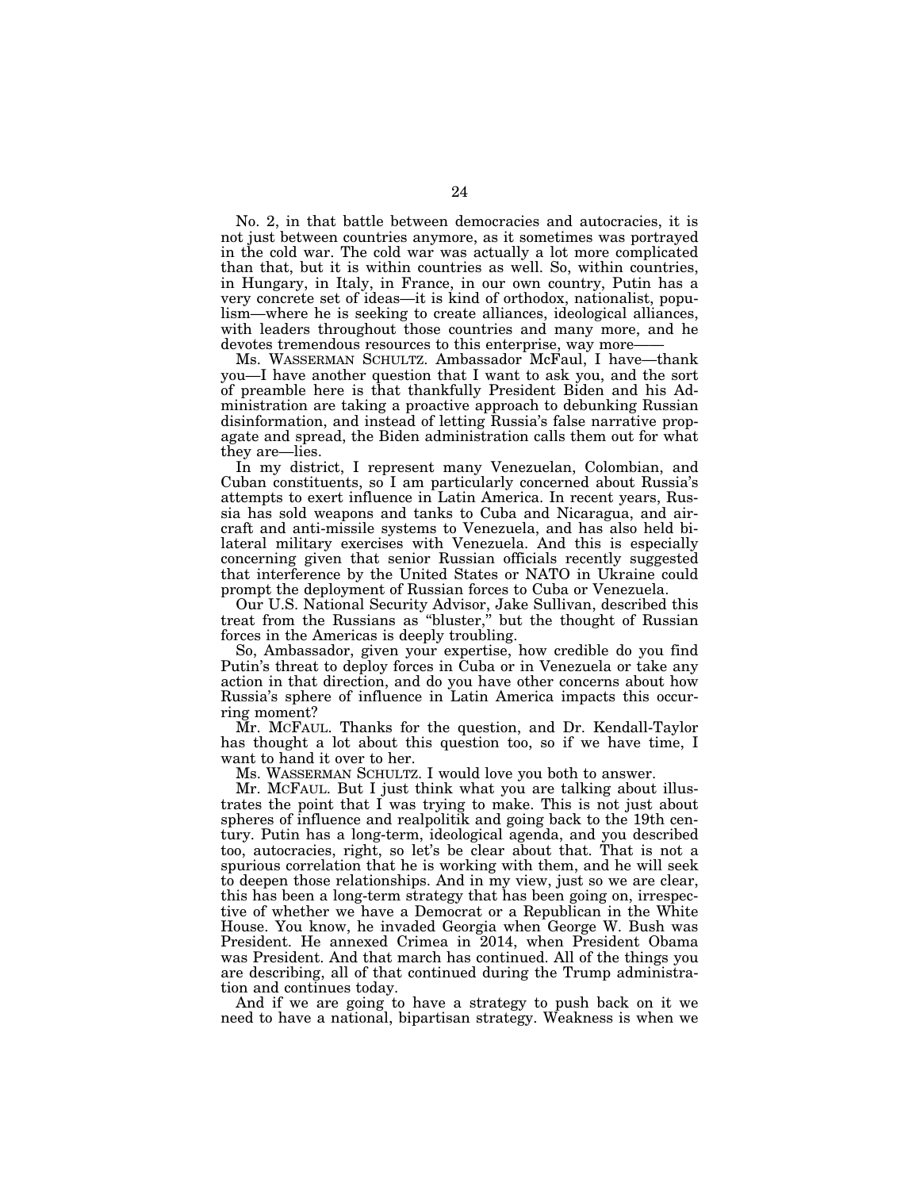No. 2, in that battle between democracies and autocracies, it is not just between countries anymore, as it sometimes was portrayed in the cold war. The cold war was actually a lot more complicated than that, but it is within countries as well. So, within countries, in Hungary, in Italy, in France, in our own country, Putin has a very concrete set of ideas—it is kind of orthodox, nationalist, populism—where he is seeking to create alliances, ideological alliances, with leaders throughout those countries and many more, and he devotes tremendous resources to this enterprise, way more——

Ms. WASSERMAN SCHULTZ. Ambassador McFaul, I have—thank you—I have another question that I want to ask you, and the sort of preamble here is that thankfully President Biden and his Administration are taking a proactive approach to debunking Russian disinformation, and instead of letting Russia's false narrative propagate and spread, the Biden administration calls them out for what they are—lies.

In my district, I represent many Venezuelan, Colombian, and Cuban constituents, so I am particularly concerned about Russia's attempts to exert influence in Latin America. In recent years, Russia has sold weapons and tanks to Cuba and Nicaragua, and aircraft and anti-missile systems to Venezuela, and has also held bilateral military exercises with Venezuela. And this is especially concerning given that senior Russian officials recently suggested that interference by the United States or NATO in Ukraine could prompt the deployment of Russian forces to Cuba or Venezuela.

Our U.S. National Security Advisor, Jake Sullivan, described this treat from the Russians as "bluster," but the thought of Russian forces in the Americas is deeply troubling.

So, Ambassador, given your expertise, how credible do you find Putin's threat to deploy forces in Cuba or in Venezuela or take any action in that direction, and do you have other concerns about how Russia's sphere of influence in Latin America impacts this occurring moment?

Mr. MCFAUL. Thanks for the question, and Dr. Kendall-Taylor has thought a lot about this question too, so if we have time, I want to hand it over to her.

Ms. WASSERMAN SCHULTZ. I would love you both to answer.

Mr. MCFAUL. But I just think what you are talking about illustrates the point that I was trying to make. This is not just about spheres of influence and realpolitik and going back to the 19th century. Putin has a long-term, ideological agenda, and you described too, autocracies, right, so let's be clear about that. That is not a spurious correlation that he is working with them, and he will seek to deepen those relationships. And in my view, just so we are clear, this has been a long-term strategy that has been going on, irrespective of whether we have a Democrat or a Republican in the White House. You know, he invaded Georgia when George W. Bush was President. He annexed Crimea in 2014, when President Obama was President. And that march has continued. All of the things you are describing, all of that continued during the Trump administration and continues today.

And if we are going to have a strategy to push back on it we need to have a national, bipartisan strategy. Weakness is when we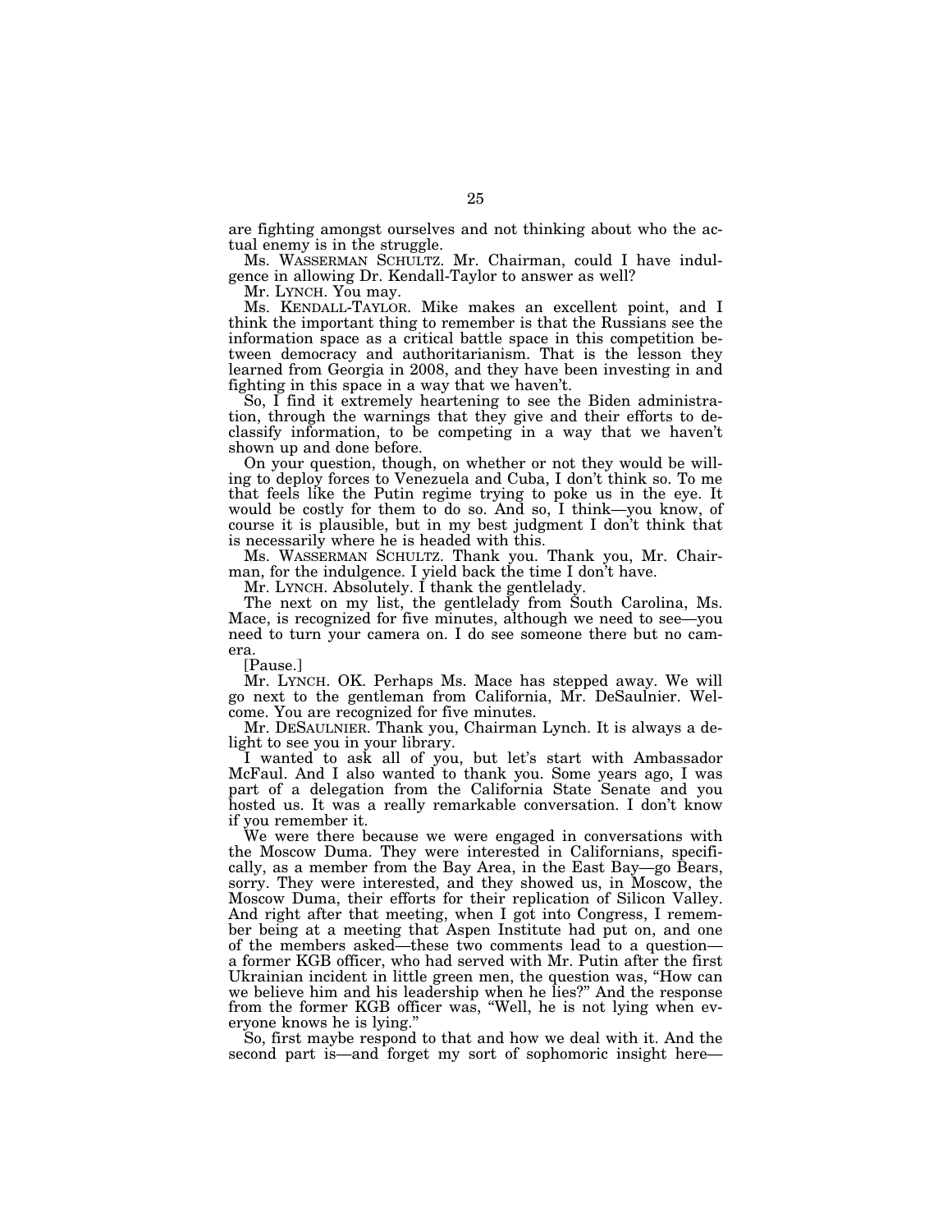are fighting amongst ourselves and not thinking about who the actual enemy is in the struggle.

Ms. WASSERMAN SCHULTZ. Mr. Chairman, could I have indulgence in allowing Dr. Kendall-Taylor to answer as well?

Mr. LYNCH. You may.

Ms. KENDALL-TAYLOR. Mike makes an excellent point, and I think the important thing to remember is that the Russians see the information space as a critical battle space in this competition between democracy and authoritarianism. That is the lesson they learned from Georgia in 2008, and they have been investing in and fighting in this space in a way that we haven't.

So, I find it extremely heartening to see the Biden administration, through the warnings that they give and their efforts to declassify information, to be competing in a way that we haven't shown up and done before.

On your question, though, on whether or not they would be willing to deploy forces to Venezuela and Cuba, I don't think so. To me that feels like the Putin regime trying to poke us in the eye. It would be costly for them to do so. And so, I think—you know, of course it is plausible, but in my best judgment I don't think that is necessarily where he is headed with this.

Ms. WASSERMAN SCHULTZ. Thank you. Thank you, Mr. Chairman, for the indulgence. I yield back the time I don't have.

Mr. LYNCH. Absolutely. I thank the gentlelady.

The next on my list, the gentlelady from South Carolina, Ms. Mace, is recognized for five minutes, although we need to see—you need to turn your camera on. I do see someone there but no camera.

[Pause.]

Mr. LYNCH. OK. Perhaps Ms. Mace has stepped away. We will go next to the gentleman from California, Mr. DeSaulnier. Welcome. You are recognized for five minutes.

Mr. DESAULNIER. Thank you, Chairman Lynch. It is always a delight to see you in your library.

I wanted to ask all of you, but let's start with Ambassador McFaul. And I also wanted to thank you. Some years ago, I was part of a delegation from the California State Senate and you hosted us. It was a really remarkable conversation. I don't know if you remember it.

We were there because we were engaged in conversations with the Moscow Duma. They were interested in Californians, specifically, as a member from the Bay Area, in the East Bay—go Bears, sorry. They were interested, and they showed us, in Moscow, the Moscow Duma, their efforts for their replication of Silicon Valley. And right after that meeting, when I got into Congress, I remember being at a meeting that Aspen Institute had put on, and one of the members asked—these two comments lead to a question—a former KGB officer, who had served with Mr. Putin after the first Ukrainian incident in little green men, the question was, "How can we believe him and his leadership when he lies?" And the response from the former KGB officer was, "Well, he is not lying when everyone knows he is lying."

So, first maybe respond to that and how we deal with it. And the second part is—and forget my sort of sophomoric insight here—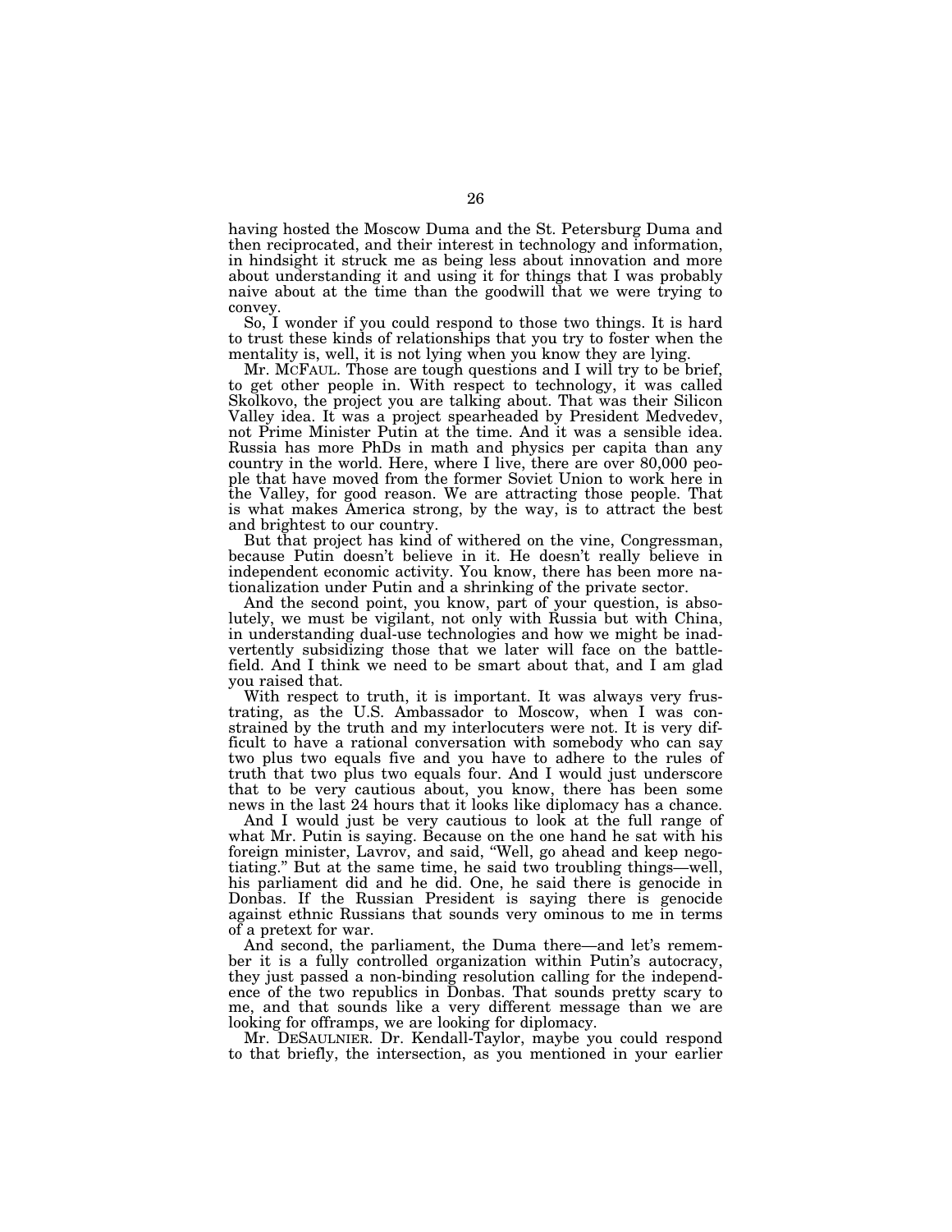having hosted the Moscow Duma and the St. Petersburg Duma and then reciprocated, and their interest in technology and information, in hindsight it struck me as being less about innovation and more about understanding it and using it for things that I was probably naive about at the time than the goodwill that we were trying to convey.

So, I wonder if you could respond to those two things. It is hard to trust these kinds of relationships that you try to foster when the mentality is, well, it is not lying when you know they are lying.

Mr. MCFAUL. Those are tough questions and I will try to be brief, to get other people in. With respect to technology, it was called Skolkovo, the project you are talking about. That was their Silicon Valley idea. It was a project spearheaded by President Medvedev, not Prime Minister Putin at the time. And it was a sensible idea. Russia has more PhDs in math and physics per capita than any country in the world. Here, where I live, there are over 80,000 people that have moved from the former Soviet Union to work here in the Valley, for good reason. We are attracting those people. That is what makes America strong, by the way, is to attract the best and brightest to our country.

But that project has kind of withered on the vine, Congressman, because Putin doesn't believe in it. He doesn't really believe in independent economic activity. You know, there has been more nationalization under Putin and a shrinking of the private sector.

And the second point, you know, part of your question, is absolutely, we must be vigilant, not only with Russia but with China, in understanding dual-use technologies and how we might be inadvertently subsidizing those that we later will face on the battlefield. And I think we need to be smart about that, and I am glad you raised that.

With respect to truth, it is important. It was always very frustrating, as the U.S. Ambassador to Moscow, when I was constrained by the truth and my interlocuters were not. It is very difficult to have a rational conversation with somebody who can say two plus two equals five and you have to adhere to the rules of truth that two plus two equals four. And I would just underscore that to be very cautious about, you know, there has been some news in the last 24 hours that it looks like diplomacy has a chance.

And I would just be very cautious to look at the full range of what Mr. Putin is saying. Because on the one hand he sat with his foreign minister, Lavrov, and said, "Well, go ahead and keep negotiating." But at the same time, he said two troubling things—well, his parliament did and he did. One, he said there is genocide in Donbas. If the Russian President is saying there is genocide against ethnic Russians that sounds very ominous to me in terms of a pretext for war.

And second, the parliament, the Duma there—and let's remember it is a fully controlled organization within Putin's autocracy, they just passed a non-binding resolution calling for the independence of the two republics in Donbas. That sounds pretty scary to me, and that sounds like a very different message than we are looking for offramps, we are looking for diplomacy.

Mr. DESAULNIER. Dr. Kendall-Taylor, maybe you could respond to that briefly, the intersection, as you mentioned in your earlier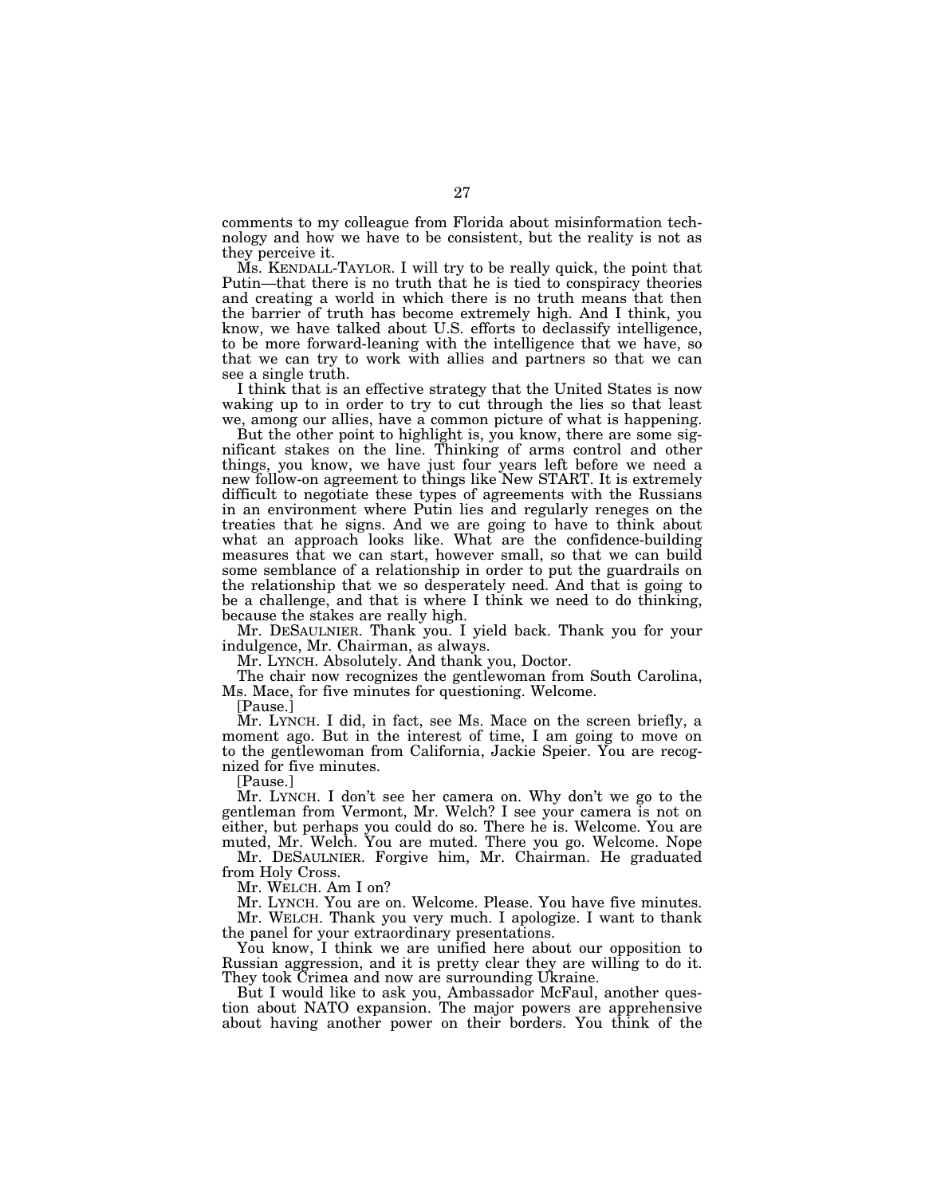comments to my colleague from Florida about misinformation technology and how we have to be consistent, but the reality is not as they perceive it.

Ms. KENDALL-TAYLOR. I will try to be really quick, the point that Putin—that there is no truth that he is tied to conspiracy theories and creating a world in which there is no truth means that then the barrier of truth has become extremely high. And I think, you know, we have talked about U.S. efforts to declassify intelligence, to be more forward-leaning with the intelligence that we have, so that we can try to work with allies and partners so that we can see a single truth.

I think that is an effective strategy that the United States is now waking up to in order to try to cut through the lies so that least we, among our allies, have a common picture of what is happening.

But the other point to highlight is, you know, there are some significant stakes on the line. Thinking of arms control and other things, you know, we have just four years left before we need a new follow-on agreement to things like New START. It is extremely difficult to negotiate these types of agreements with the Russians in an environment where Putin lies and regularly reneges on the treaties that he signs. And we are going to have to think about what an approach looks like. What are the confidence-building measures that we can start, however small, so that we can build some semblance of a relationship in order to put the guardrails on the relationship that we so desperately need. And that is going to be a challenge, and that is where I think we need to do thinking, because the stakes are really high.

Mr. DESAULNIER. Thank you. I yield back. Thank you for your indulgence, Mr. Chairman, as always.

Mr. LYNCH. Absolutely. And thank you, Doctor.

The chair now recognizes the gentlewoman from South Carolina, Ms. Mace, for five minutes for questioning. Welcome.

[Pause.]

Mr. LYNCH. I did, in fact, see Ms. Mace on the screen briefly, a moment ago. But in the interest of time, I am going to move on to the gentlewoman from California, Jackie Speier. You are recognized for five minutes.

[Pause.]

Mr. LYNCH. I don't see her camera on. Why don't we go to the gentleman from Vermont, Mr. Welch? I see your camera is not on either, but perhaps you could do so. There he is. Welcome. You are muted, Mr. Welch. You are muted. There you go. Welcome. Nope

Mr. DESAULNIER. Forgive him, Mr. Chairman. He graduated from Holy Cross.

Mr. WELCH. Am I on?

Mr. LYNCH. You are on. Welcome. Please. You have five minutes.

Mr. WELCH. Thank you very much. I apologize. I want to thank the panel for your extraordinary presentations.

You know, I think we are unified here about our opposition to Russian aggression, and it is pretty clear they are willing to do it. They took Crimea and now are surrounding Ukraine.

But I would like to ask you, Ambassador McFaul, another question about NATO expansion. The major powers are apprehensive about having another power on their borders. You think of the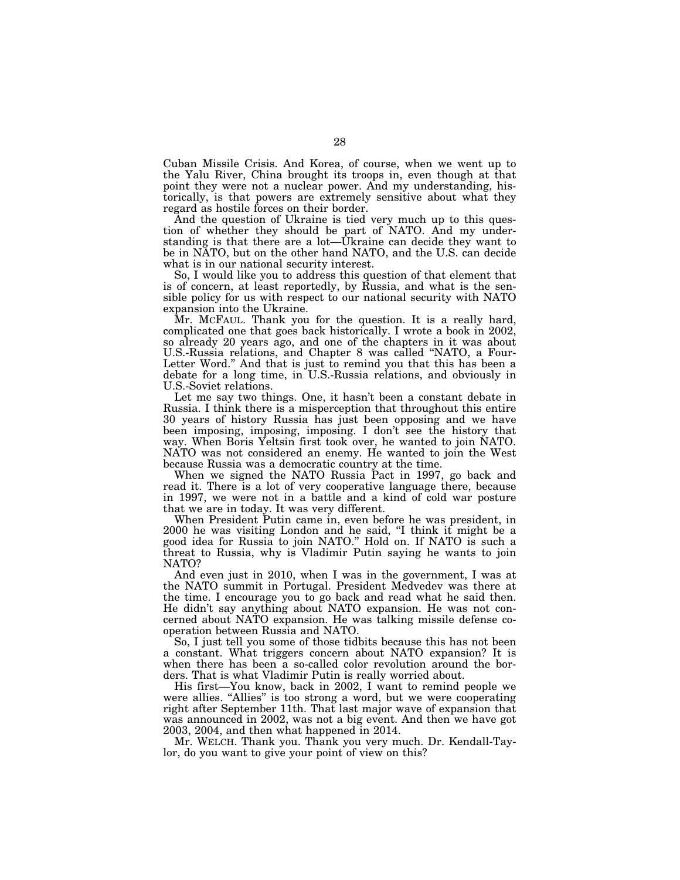Cuban Missile Crisis. And Korea, of course, when we went up to the Yalu River, China brought its troops in, even though at that point they were not a nuclear power. And my understanding, historically, is that powers are extremely sensitive about what they regard as hostile forces on their border.

And the question of Ukraine is tied very much up to this question of whether they should be part of NATO. And my understanding is that there are a lot—Ukraine can decide they want to be in NATO, but on the other hand NATO, and the U.S. can decide what is in our national security interest.

So, I would like you to address this question of that element that is of concern, at least reportedly, by Russia, and what is the sensible policy for us with respect to our national security with NATO expansion into the Ukraine.

Mr. MCFAUL. Thank you for the question. It is a really hard, complicated one that goes back historically. I wrote a book in 2002, so already 20 years ago, and one of the chapters in it was about U.S.-Russia relations, and Chapter 8 was called "NATO, a Four-Letter Word." And that is just to remind you that this has been a debate for a long time, in U.S.-Russia relations, and obviously in U.S.-Soviet relations.

Let me say two things. One, it hasn't been a constant debate in Russia. I think there is a misperception that throughout this entire 30 years of history Russia has just been opposing and we have been imposing, imposing, imposing. I don't see the history that way. When Boris Yeltsin first took over, he wanted to join NATO. NATO was not considered an enemy. He wanted to join the West because Russia was a democratic country at the time.

When we signed the NATO Russia Pact in 1997, go back and read it. There is a lot of very cooperative language there, because in 1997, we were not in a battle and a kind of cold war posture that we are in today. It was very different.

When President Putin came in, even before he was president, in 2000 he was visiting London and he said, "I think it might be a good idea for Russia to join NATO." Hold on. If NATO is such a threat to Russia, why is Vladimir Putin saying he wants to join NATO?

And even just in 2010, when I was in the government, I was at the NATO summit in Portugal. President Medvedev was there at the time. I encourage you to go back and read what he said then. He didn't say anything about NATO expansion. He was not concerned about NATO expansion. He was talking missile defense cooperation between Russia and NATO.

So, I just tell you some of those tidbits because this has not been a constant. What triggers concern about NATO expansion? It is when there has been a so-called color revolution around the borders. That is what Vladimir Putin is really worried about.

His first—You know, back in 2002, I want to remind people we were allies. "Allies" is too strong a word, but we were cooperating right after September 11th. That last major wave of expansion that was announced in 2002, was not a big event. And then we have got 2003, 2004, and then what happened in 2014.

Mr. WELCH. Thank you. Thank you very much. Dr. Kendall-Taylor, do you want to give your point of view on this?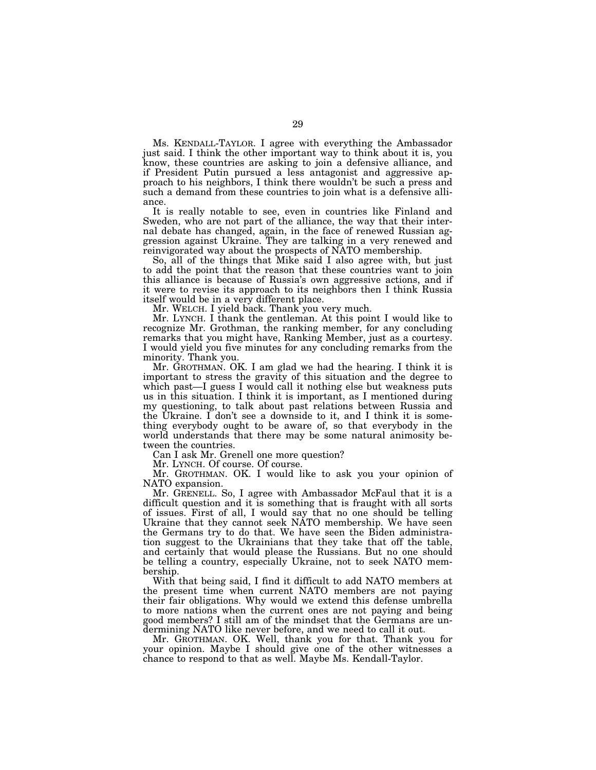Ms. KENDALL-TAYLOR. I agree with everything the Ambassador just said. I think the other important way to think about it is, you know, these countries are asking to join a defensive alliance, and if President Putin pursued a less antagonist and aggressive approach to his neighbors, I think there wouldn't be such a press and such a demand from these countries to join what is a defensive alliance.

It is really notable to see, even in countries like Finland and Sweden, who are not part of the alliance, the way that their internal debate has changed, again, in the face of renewed Russian aggression against Ukraine. They are talking in a very renewed and reinvigorated way about the prospects of NATO membership.

So, all of the things that Mike said I also agree with, but just to add the point that the reason that these countries want to join this alliance is because of Russia's own aggressive actions, and if it were to revise its approach to its neighbors then I think Russia itself would be in a very different place.

Mr. WELCH. I yield back. Thank you very much.

Mr. LYNCH. I thank the gentleman. At this point I would like to recognize Mr. Grothman, the ranking member, for any concluding remarks that you might have, Ranking Member, just as a courtesy. I would yield you five minutes for any concluding remarks from the minority. Thank you.

Mr. GROTHMAN. OK. I am glad we had the hearing. I think it is important to stress the gravity of this situation and the degree to which past—I guess I would call it nothing else but weakness puts us in this situation. I think it is important, as I mentioned during my questioning, to talk about past relations between Russia and the Ukraine. I don't see a downside to it, and I think it is something everybody ought to be aware of, so that everybody in the world understands that there may be some natural animosity between the countries.

Can I ask Mr. Grenell one more question?

Mr. LYNCH. Of course. Of course.

Mr. GROTHMAN. OK. I would like to ask you your opinion of NATO expansion.

Mr. GRENELL. So, I agree with Ambassador McFaul that it is a difficult question and it is something that is fraught with all sorts of issues. First of all, I would say that no one should be telling Ukraine that they cannot seek NATO membership. We have seen the Germans try to do that. We have seen the Biden administration suggest to the Ukrainians that they take that off the table, and certainly that would please the Russians. But no one should be telling a country, especially Ukraine, not to seek NATO membership.

With that being said, I find it difficult to add NATO members at the present time when current NATO members are not paying their fair obligations. Why would we extend this defense umbrella to more nations when the current ones are not paying and being good members? I still am of the mindset that the Germans are undermining NATO like never before, and we need to call it out.

Mr. GROTHMAN. OK. Well, thank you for that. Thank you for your opinion. Maybe I should give one of the other witnesses a chance to respond to that as well. Maybe Ms. Kendall-Taylor.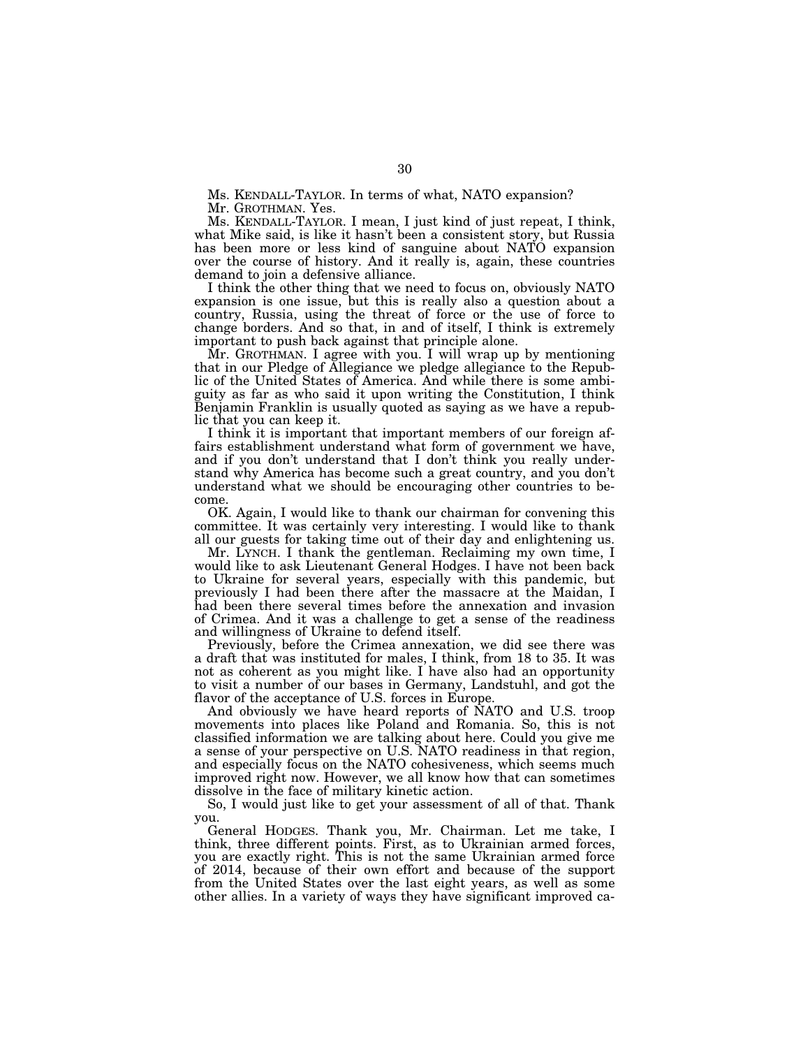Ms. KENDALL-TAYLOR. In terms of what, NATO expansion?

Mr. GROTHMAN. Yes.

Ms. KENDALL-TAYLOR. I mean, I just kind of just repeat, I think, what Mike said, is like it hasn't been a consistent story, but Russia has been more or less kind of sanguine about NATO expansion over the course of history. And it really is, again, these countries demand to join a defensive alliance.

I think the other thing that we need to focus on, obviously NATO expansion is one issue, but this is really also a question about a country, Russia, using the threat of force or the use of force to change borders. And so that, in and of itself, I think is extremely important to push back against that principle alone.

Mr. GROTHMAN. I agree with you. I will wrap up by mentioning that in our Pledge of Allegiance we pledge allegiance to the Republic of the United States of America. And while there is some ambiguity as far as who said it upon writing the Constitution, I think Benjamin Franklin is usually quoted as saying as we have a republic that you can keep it.

I think it is important that important members of our foreign affairs establishment understand what form of government we have, and if you don't understand that I don't think you really understand why America has become such a great country, and you don't understand what we should be encouraging other countries to become.

OK. Again, I would like to thank our chairman for convening this committee. It was certainly very interesting. I would like to thank all our guests for taking time out of their day and enlightening us.

Mr. LYNCH. I thank the gentleman. Reclaiming my own time, I would like to ask Lieutenant General Hodges. I have not been back to Ukraine for several years, especially with this pandemic, but previously I had been there after the massacre at the Maidan, I had been there several times before the annexation and invasion of Crimea. And it was a challenge to get a sense of the readiness and willingness of Ukraine to defend itself.

Previously, before the Crimea annexation, we did see there was a draft that was instituted for males, I think, from 18 to 35. It was not as coherent as you might like. I have also had an opportunity to visit a number of our bases in Germany, Landstuhl, and got the flavor of the acceptance of U.S. forces in Europe.

And obviously we have heard reports of NATO and U.S. troop movements into places like Poland and Romania. So, this is not classified information we are talking about here. Could you give me a sense of your perspective on U.S. NATO readiness in that region, and especially focus on the NATO cohesiveness, which seems much improved right now. However, we all know how that can sometimes dissolve in the face of military kinetic action.

So, I would just like to get your assessment of all of that. Thank you.

General HODGES. Thank you, Mr. Chairman. Let me take, I think, three different points. First, as to Ukrainian armed forces, you are exactly right. This is not the same Ukrainian armed force of 2014, because of their own effort and because of the support from the United States over the last eight years, as well as some other allies. In a variety of ways they have significant improved ca-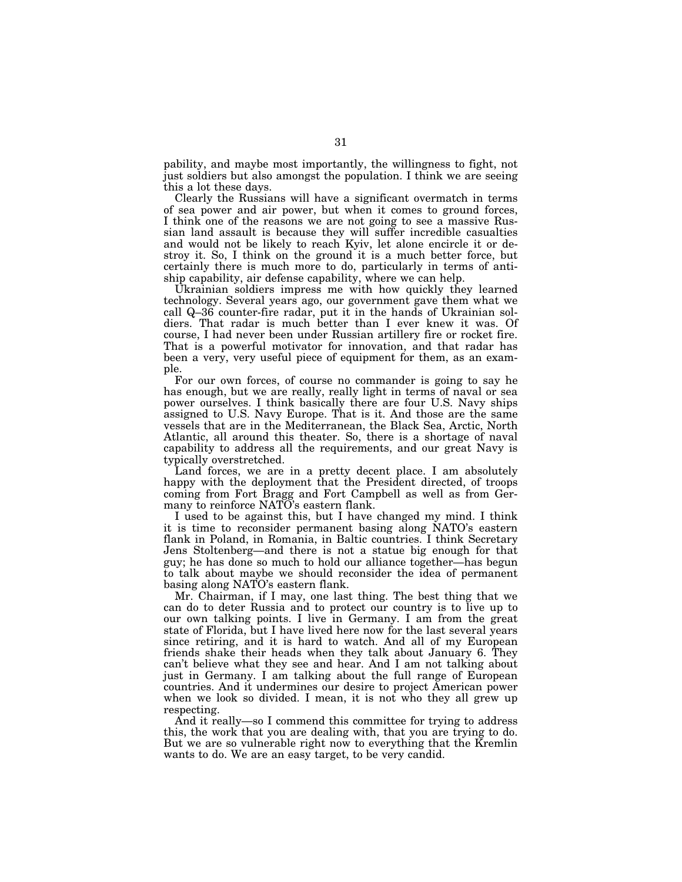pability, and maybe most importantly, the willingness to fight, not just soldiers but also amongst the population. I think we are seeing this a lot these days.

Clearly the Russians will have a significant overmatch in terms of sea power and air power, but when it comes to ground forces, I think one of the reasons we are not going to see a massive Russian land assault is because they will suffer incredible casualties and would not be likely to reach Kyiv, let alone encircle it or destroy it. So, I think on the ground it is a much better force, but certainly there is much more to do, particularly in terms of antiship capability, air defense capability, where we can help.

Ukrainian soldiers impress me with how quickly they learned technology. Several years ago, our government gave them what we call Q–36 counter-fire radar, put it in the hands of Ukrainian soldiers. That radar is much better than I ever knew it was. Of course, I had never been under Russian artillery fire or rocket fire. That is a powerful motivator for innovation, and that radar has been a very, very useful piece of equipment for them, as an example.

For our own forces, of course no commander is going to say he has enough, but we are really, really light in terms of naval or sea power ourselves. I think basically there are four U.S. Navy ships assigned to U.S. Navy Europe. That is it. And those are the same vessels that are in the Mediterranean, the Black Sea, Arctic, North Atlantic, all around this theater. So, there is a shortage of naval capability to address all the requirements, and our great Navy is typically overstretched.

Land forces, we are in a pretty decent place. I am absolutely happy with the deployment that the President directed, of troops coming from Fort Bragg and Fort Campbell as well as from Germany to reinforce NATO's eastern flank.

I used to be against this, but I have changed my mind. I think it is time to reconsider permanent basing along NATO's eastern flank in Poland, in Romania, in Baltic countries. I think Secretary Jens Stoltenberg—and there is not a statue big enough for that guy; he has done so much to hold our alliance together—has begun to talk about maybe we should reconsider the idea of permanent basing along NATO's eastern flank.

Mr. Chairman, if I may, one last thing. The best thing that we can do to deter Russia and to protect our country is to live up to our own talking points. I live in Germany. I am from the great state of Florida, but I have lived here now for the last several years since retiring, and it is hard to watch. And all of my European friends shake their heads when they talk about January 6. They can't believe what they see and hear. And I am not talking about just in Germany. I am talking about the full range of European countries. And it undermines our desire to project American power when we look so divided. I mean, it is not who they all grew up respecting.

And it really—so I commend this committee for trying to address this, the work that you are dealing with, that you are trying to do. But we are so vulnerable right now to everything that the Kremlin wants to do. We are an easy target, to be very candid.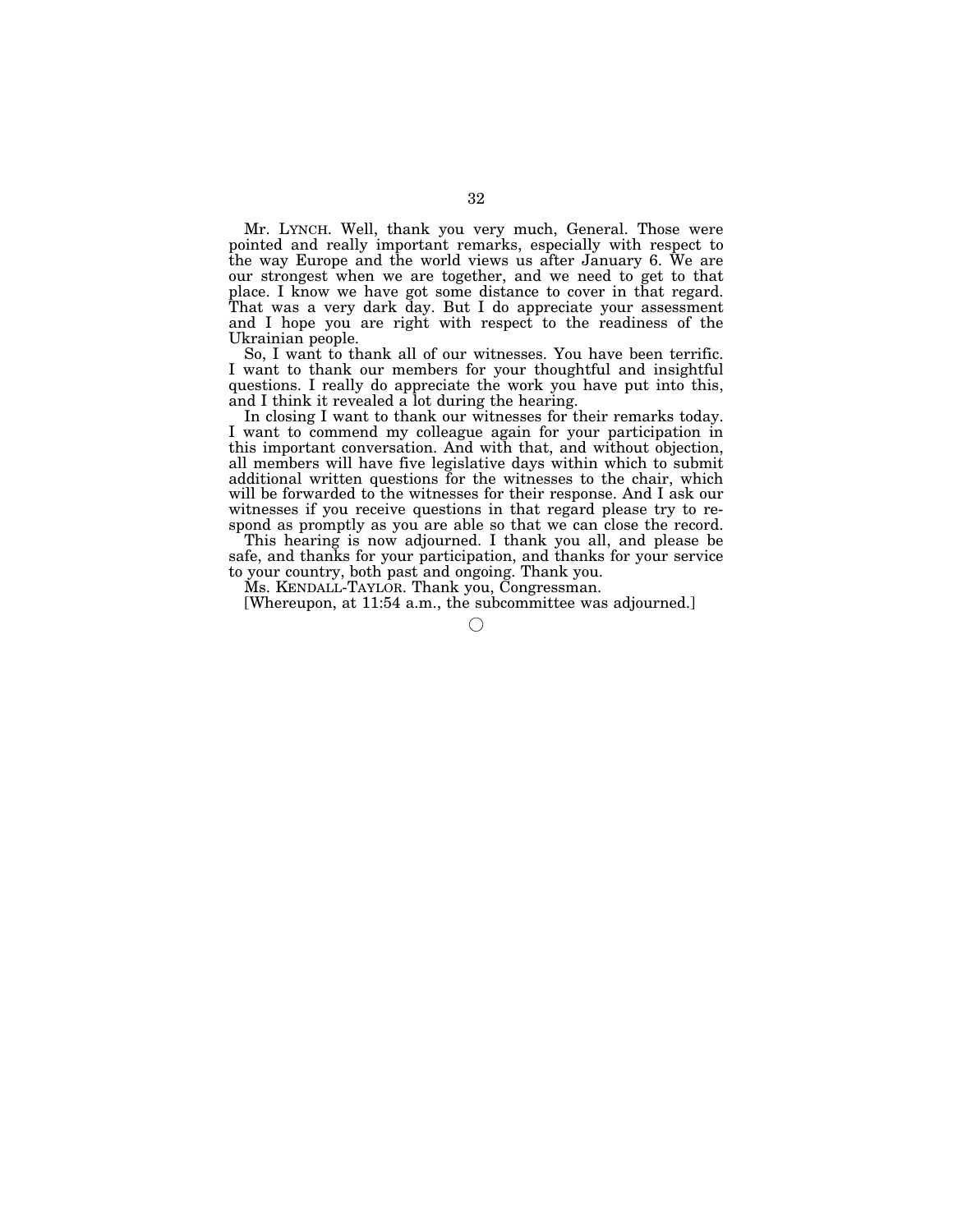Mr. LYNCH. Well, thank you very much, General. Those were pointed and really important remarks, especially with respect to the way Europe and the world views us after January 6. We are our strongest when we are together, and we need to get to that place. I know we have got some distance to cover in that regard. That was a very dark day. But I do appreciate your assessment and I hope you are right with respect to the readiness of the Ukrainian people.

So, I want to thank all of our witnesses. You have been terrific. I want to thank our members for your thoughtful and insightful questions. I really do appreciate the work you have put into this, and I think it revealed a lot during the hearing.

In closing I want to thank our witnesses for their remarks today. I want to commend my colleague again for your participation in this important conversation. And with that, and without objection, all members will have five legislative days within which to submit additional written questions for the witnesses to the chair, which will be forwarded to the witnesses for their response. And I ask our witnesses if you receive questions in that regard please try to respond as promptly as you are able so that we can close the record.

This hearing is now adjourned. I thank you all, and please be safe, and thanks for your participation, and thanks for your service to your country, both past and ongoing. Thank you.

Ms. KENDALL-TAYLOR. Thank you, Congressman.

[Whereupon, at 11:54 a.m., the subcommittee was adjourned.]